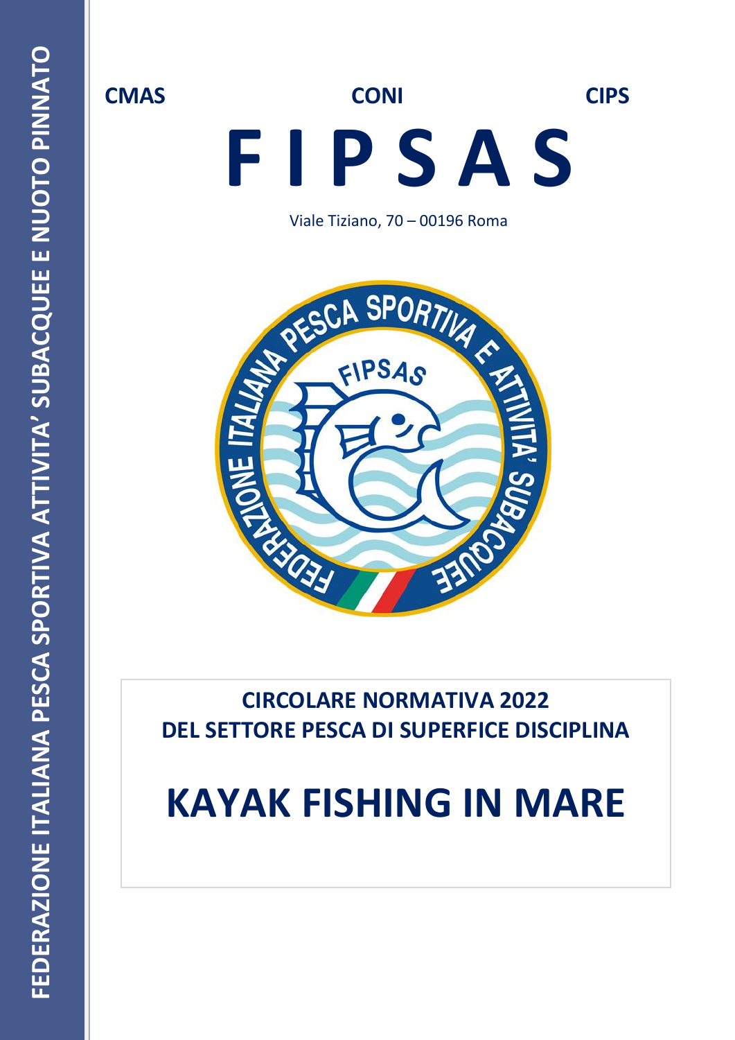FEDERAZIONE ITALIANA PESCA SPORTIVA ATTIVITA' SUBACQUEE E NUOTO PINNATO

**CMAS** **CONI** **CIPS**

# F I P S A S

Viale Tiziano, 70 – 00196 Roma

**CIRCOLARE NORMATIVA 2022**
**DEL SETTORE PESCA DI SUPERFICE DISCIPLINA**

# KAYAK FISHING IN MARE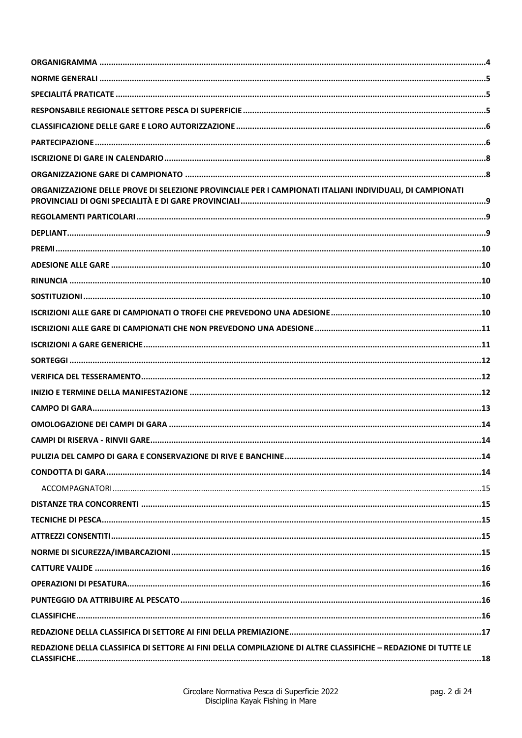**ORGANIGRAMMA** .....4

**NORME GENERALI** .....5

**SPECIALITÁ PRATICATE** .....5

**RESPONSABILE REGIONALE SETTORE PESCA DI SUPERFICIE** .....5

**CLASSIFICAZIONE DELLE GARE E LORO AUTORIZZAZIONE** .....6

**PARTECIPAZIONE** .....6

**ISCRIZIONE DI GARE IN CALENDARIO** .....8

**ORGANIZZAZIONE GARE DI CAMPIONATO** .....8

**ORGANIZZAZIONE DELLE PROVE DI SELEZIONE PROVINCIALE PER I CAMPIONATI ITALIANI INDIVIDUALI, DI CAMPIONATI PROVINCIALI DI OGNI SPECIALITÀ E DI GARE PROVINCIALI** .....9

**REGOLAMENTI PARTICOLARI** .....9

**DEPLIANT** .....9

**PREMI** .....10

**ADESIONE ALLE GARE** .....10

**RINUNCIA** .....10

**SOSTITUZIONI** .....10

**ISCRIZIONI ALLE GARE DI CAMPIONATI O TROFEI CHE PREVEDONO UNA ADESIONE** .....10

**ISCRIZIONI ALLE GARE DI CAMPIONATI CHE NON PREVEDONO UNA ADESIONE** .....11

**ISCRIZIONI A GARE GENERICHE** .....11

**SORTEGGI** .....12

**VERIFICA DEL TESSERAMENTO** .....12

**INIZIO E TERMINE DELLA MANIFESTAZIONE** .....12

**CAMPO DI GARA** .....13

**OMOLOGAZIONE DEI CAMPI DI GARA** .....14

**CAMPI DI RISERVA - RINVII GARE** .....14

**PULIZIA DEL CAMPO DI GARA E CONSERVAZIONE DI RIVE E BANCHINE** .....14

**CONDOTTA DI GARA** .....14

ACCOMPAGNATORI .....15

**DISTANZE TRA CONCORRENTI** .....15

**TECNICHE DI PESCA** .....15

**ATTREZZI CONSENTITI** .....15

**NORME DI SICUREZZA/IMBARCAZIONI** .....15

**CATTURE VALIDE** .....16

**OPERAZIONI DI PESATURA** .....16

**PUNTEGGIO DA ATTRIBUIRE AL PESCATO** .....16

**CLASSIFICHE** .....16

**REDAZIONE DELLA CLASSIFICA DI SETTORE AI FINI DELLA PREMIAZIONE** .....17

**REDAZIONE DELLA CLASSIFICA DI SETTORE AI FINI DELLA COMPILAZIONE DI ALTRE CLASSIFICHE – REDAZIONE DI TUTTE LE CLASSIFICHE** .....18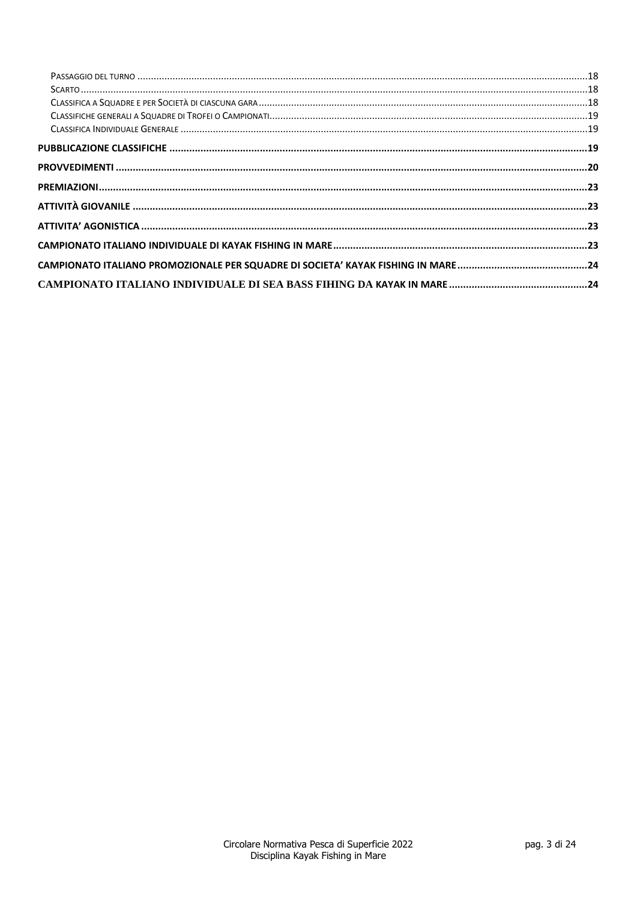Passaggio del turno ....................................................................................................................................................18
Scarto .........................................................................................................................................................................18
Classifica a Squadre e per Società di ciascuna gara .....................................................................................................18
Classifiche generali a Squadre di Trofei o Campionati....................................................................................................19
Classifica Individuale Generale .....................................................................................................................................19

**PUBBLICAZIONE CLASSIFICHE .....................................................................................................................................19**

**PROVVEDIMENTI .........................................................................................................................................................20**

**PREMIAZIONI...............................................................................................................................................................23**

**ATTIVITÀ GIOVANILE ...................................................................................................................................................23**

**ATTIVITA' AGONISTICA ...............................................................................................................................................23**

**CAMPIONATO ITALIANO INDIVIDUALE DI KAYAK FISHING IN MARE ............................................................................23**

**CAMPIONATO ITALIANO PROMOZIONALE PER SQUADRE DI SOCIETA' KAYAK FISHING IN MARE ................................24**

**CAMPIONATO ITALIANO INDIVIDUALE DI SEA BASS FIHING DA KAYAK IN MARE ......................................................24**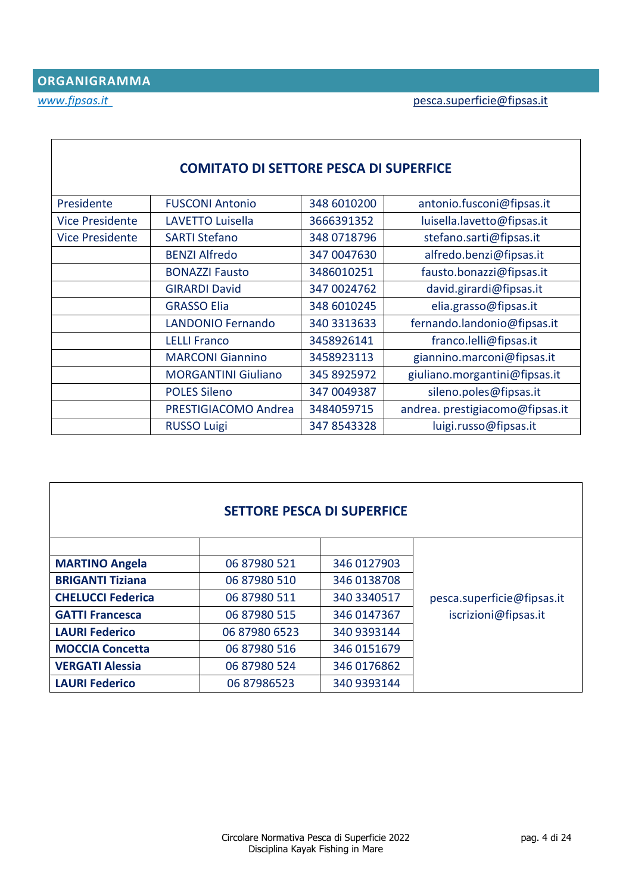## ORGANIGRAMMA

*www.fipsas.it*  pesca.superficie@fipsas.it

| COMITATO DI SETTORE PESCA DI SUPERFICIE | | | |
|---|---|---|---|
| Presidente | FUSCONI Antonio | 348 6010200 | antonio.fusconi@fipsas.it |
| Vice Presidente | LAVETTO Luisella | 3666391352 | luisella.lavetto@fipsas.it |
| Vice Presidente | SARTI Stefano | 348 0718796 | stefano.sarti@fipsas.it |
| | BENZI Alfredo | 347 0047630 | alfredo.benzi@fipsas.it |
| | BONAZZI Fausto | 3486010251 | fausto.bonazzi@fipsas.it |
| | GIRARDI David | 347 0024762 | david.girardi@fipsas.it |
| | GRASSO Elia | 348 6010245 | elia.grasso@fipsas.it |
| | LANDONIO Fernando | 340 3313633 | fernando.landonio@fipsas.it |
| | LELLI Franco | 3458926141 | franco.lelli@fipsas.it |
| | MARCONI Giannino | 3458923113 | giannino.marconi@fipsas.it |
| | MORGANTINI Giuliano | 345 8925972 | giuliano.morgantini@fipsas.it |
| | POLES Sileno | 347 0049387 | sileno.poles@fipsas.it |
| | PRESTIGIACOMO Andrea | 3484059715 | andrea. prestigiacomo@fipsas.it |
| | RUSSO Luigi | 347 8543328 | luigi.russo@fipsas.it |

| SETTORE PESCA DI SUPERFICIE | | | |
|---|---|---|---|
| | | | |
| **MARTINO Angela** | 06 87980 521 | 346 0127903 | pesca.superficie@fipsas.it<br>iscrizioni@fipsas.it |
| **BRIGANTI Tiziana** | 06 87980 510 | 346 0138708 | |
| **CHELUCCI Federica** | 06 87980 511 | 340 3340517 | |
| **GATTI Francesca** | 06 87980 515 | 346 0147367 | |
| **LAURI Federico** | 06 87980 6523 | 340 9393144 | |
| **MOCCIA Concetta** | 06 87980 516 | 346 0151679 | |
| **VERGATI Alessia** | 06 87980 524 | 346 0176862 | |
| **LAURI Federico** | 06 87986523 | 340 9393144 | |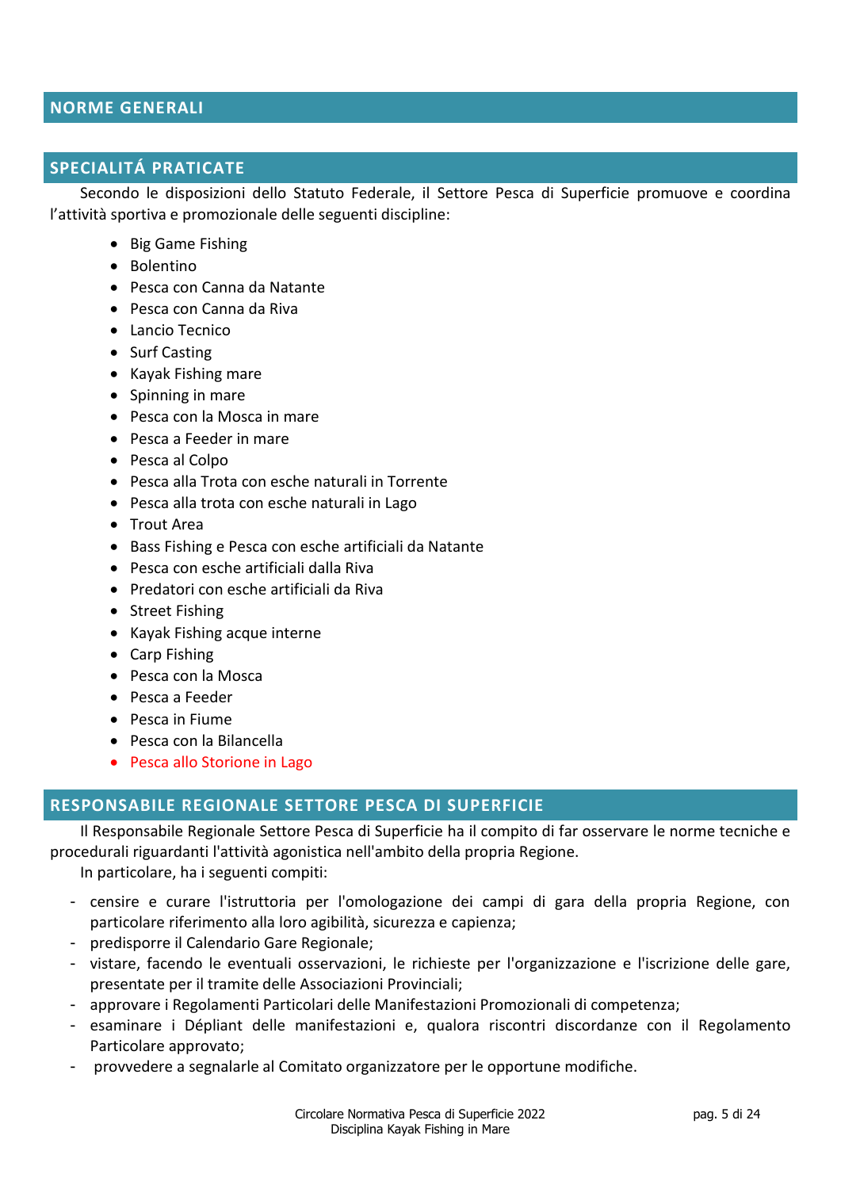## NORME GENERALI

## SPECIALITÁ PRATICATE

Secondo le disposizioni dello Statuto Federale, il Settore Pesca di Superficie promuove e coordina l'attività sportiva e promozionale delle seguenti discipline:

- Big Game Fishing
- Bolentino
- Pesca con Canna da Natante
- Pesca con Canna da Riva
- Lancio Tecnico
- Surf Casting
- Kayak Fishing mare
- Spinning in mare
- Pesca con la Mosca in mare
- Pesca a Feeder in mare
- Pesca al Colpo
- Pesca alla Trota con esche naturali in Torrente
- Pesca alla trota con esche naturali in Lago
- Trout Area
- Bass Fishing e Pesca con esche artificiali da Natante
- Pesca con esche artificiali dalla Riva
- Predatori con esche artificiali da Riva
- Street Fishing
- Kayak Fishing acque interne
- Carp Fishing
- Pesca con la Mosca
- Pesca a Feeder
- Pesca in Fiume
- Pesca con la Bilancella
- Pesca allo Storione in Lago

## RESPONSABILE REGIONALE SETTORE PESCA DI SUPERFICIE

Il Responsabile Regionale Settore Pesca di Superficie ha il compito di far osservare le norme tecniche e procedurali riguardanti l'attività agonistica nell'ambito della propria Regione.

In particolare, ha i seguenti compiti:

- censire e curare l'istruttoria per l'omologazione dei campi di gara della propria Regione, con particolare riferimento alla loro agibilità, sicurezza e capienza;
- predisporre il Calendario Gare Regionale;
- vistare, facendo le eventuali osservazioni, le richieste per l'organizzazione e l'iscrizione delle gare, presentate per il tramite delle Associazioni Provinciali;
- approvare i Regolamenti Particolari delle Manifestazioni Promozionali di competenza;
- esaminare i Dépliant delle manifestazioni e, qualora riscontri discordanze con il Regolamento Particolare approvato;
- provvedere a segnalarle al Comitato organizzatore per le opportune modifiche.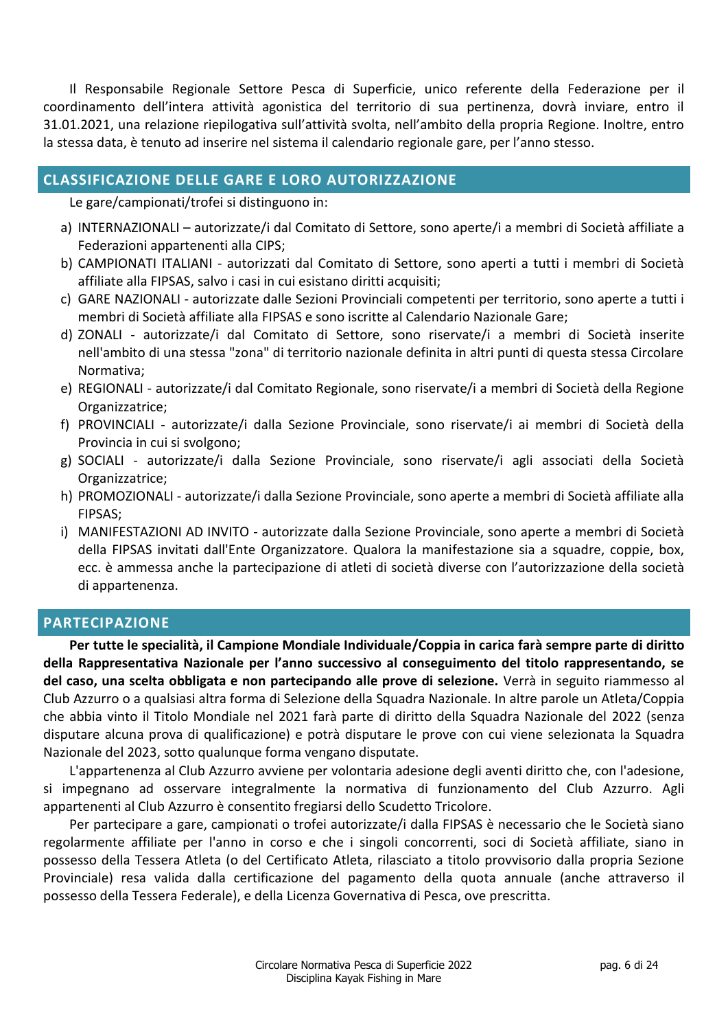Il Responsabile Regionale Settore Pesca di Superficie, unico referente della Federazione per il coordinamento dell'intera attività agonistica del territorio di sua pertinenza, dovrà inviare, entro il 31.01.2021, una relazione riepilogativa sull'attività svolta, nell'ambito della propria Regione. Inoltre, entro la stessa data, è tenuto ad inserire nel sistema il calendario regionale gare, per l'anno stesso.

## CLASSIFICAZIONE DELLE GARE E LORO AUTORIZZAZIONE

Le gare/campionati/trofei si distinguono in:

a) INTERNAZIONALI – autorizzate/i dal Comitato di Settore, sono aperte/i a membri di Società affiliate a Federazioni appartenenti alla CIPS;
b) CAMPIONATI ITALIANI - autorizzati dal Comitato di Settore, sono aperti a tutti i membri di Società affiliate alla FIPSAS, salvo i casi in cui esistano diritti acquisiti;
c) GARE NAZIONALI - autorizzate dalle Sezioni Provinciali competenti per territorio, sono aperte a tutti i membri di Società affiliate alla FIPSAS e sono iscritte al Calendario Nazionale Gare;
d) ZONALI - autorizzate/i dal Comitato di Settore, sono riservate/i a membri di Società inserite nell'ambito di una stessa "zona" di territorio nazionale definita in altri punti di questa stessa Circolare Normativa;
e) REGIONALI - autorizzate/i dal Comitato Regionale, sono riservate/i a membri di Società della Regione Organizzatrice;
f) PROVINCIALI - autorizzate/i dalla Sezione Provinciale, sono riservate/i ai membri di Società della Provincia in cui si svolgono;
g) SOCIALI - autorizzate/i dalla Sezione Provinciale, sono riservate/i agli associati della Società Organizzatrice;
h) PROMOZIONALI - autorizzate/i dalla Sezione Provinciale, sono aperte a membri di Società affiliate alla FIPSAS;
i) MANIFESTAZIONI AD INVITO - autorizzate dalla Sezione Provinciale, sono aperte a membri di Società della FIPSAS invitati dall'Ente Organizzatore. Qualora la manifestazione sia a squadre, coppie, box, ecc. è ammessa anche la partecipazione di atleti di società diverse con l'autorizzazione della società di appartenenza.

## PARTECIPAZIONE

**Per tutte le specialità, il Campione Mondiale Individuale/Coppia in carica farà sempre parte di diritto della Rappresentativa Nazionale per l'anno successivo al conseguimento del titolo rappresentando, se del caso, una scelta obbligata e non partecipando alle prove di selezione.** Verrà in seguito riammesso al Club Azzurro o a qualsiasi altra forma di Selezione della Squadra Nazionale. In altre parole un Atleta/Coppia che abbia vinto il Titolo Mondiale nel 2021 farà parte di diritto della Squadra Nazionale del 2022 (senza disputare alcuna prova di qualificazione) e potrà disputare le prove con cui viene selezionata la Squadra Nazionale del 2023, sotto qualunque forma vengano disputate.

L'appartenenza al Club Azzurro avviene per volontaria adesione degli aventi diritto che, con l'adesione, si impegnano ad osservare integralmente la normativa di funzionamento del Club Azzurro. Agli appartenenti al Club Azzurro è consentito fregiarsi dello Scudetto Tricolore.

Per partecipare a gare, campionati o trofei autorizzate/i dalla FIPSAS è necessario che le Società siano regolarmente affiliate per l'anno in corso e che i singoli concorrenti, soci di Società affiliate, siano in possesso della Tessera Atleta (o del Certificato Atleta, rilasciato a titolo provvisorio dalla propria Sezione Provinciale) resa valida dalla certificazione del pagamento della quota annuale (anche attraverso il possesso della Tessera Federale), e della Licenza Governativa di Pesca, ove prescritta.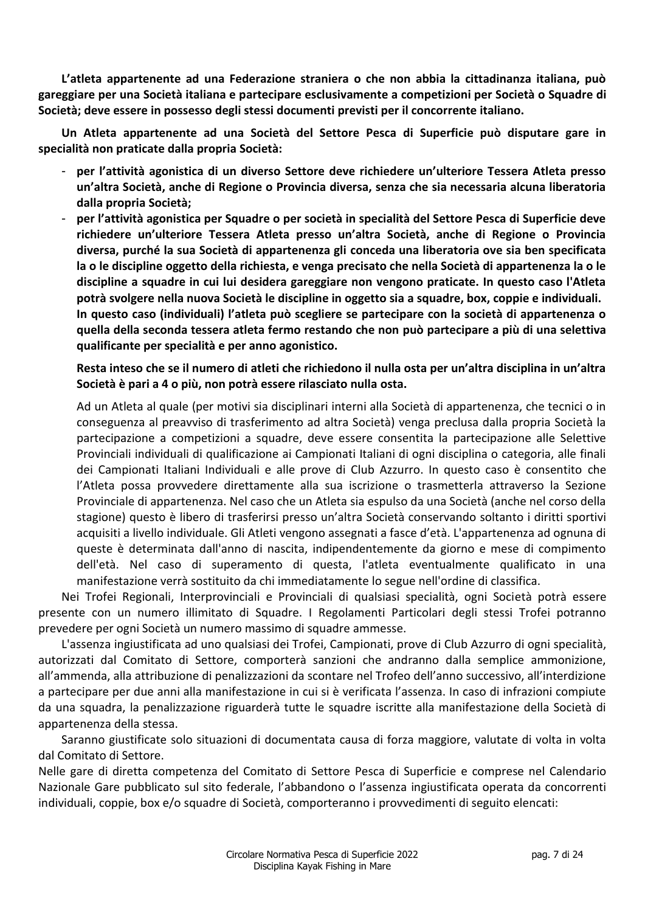**L'atleta appartenente ad una Federazione straniera o che non abbia la cittadinanza italiana, può gareggiare per una Società italiana e partecipare esclusivamente a competizioni per Società o Squadre di Società; deve essere in possesso degli stessi documenti previsti per il concorrente italiano.**

**Un Atleta appartenente ad una Società del Settore Pesca di Superficie può disputare gare in specialità non praticate dalla propria Società:**

- **per l'attività agonistica di un diverso Settore deve richiedere un'ulteriore Tessera Atleta presso un'altra Società, anche di Regione o Provincia diversa, senza che sia necessaria alcuna liberatoria dalla propria Società;**
- **per l'attività agonistica per Squadre o per società in specialità del Settore Pesca di Superficie deve richiedere un'ulteriore Tessera Atleta presso un'altra Società, anche di Regione o Provincia diversa, purché la sua Società di appartenenza gli conceda una liberatoria ove sia ben specificata la o le discipline oggetto della richiesta, e venga precisato che nella Società di appartenenza la o le discipline a squadre in cui lui desidera gareggiare non vengono praticate. In questo caso l'Atleta potrà svolgere nella nuova Società le discipline in oggetto sia a squadre, box, coppie e individuali. In questo caso (individuali) l'atleta può scegliere se partecipare con la società di appartenenza o quella della seconda tessera atleta fermo restando che non può partecipare a più di una selettiva qualificante per specialità e per anno agonistico.**

**Resta inteso che se il numero di atleti che richiedono il nulla osta per un'altra disciplina in un'altra Società è pari a 4 o più, non potrà essere rilasciato nulla osta.**

Ad un Atleta al quale (per motivi sia disciplinari interni alla Società di appartenenza, che tecnici o in conseguenza al preavviso di trasferimento ad altra Società) venga preclusa dalla propria Società la partecipazione a competizioni a squadre, deve essere consentita la partecipazione alle Selettive Provinciali individuali di qualificazione ai Campionati Italiani di ogni disciplina o categoria, alle finali dei Campionati Italiani Individuali e alle prove di Club Azzurro. In questo caso è consentito che l'Atleta possa provvedere direttamente alla sua iscrizione o trasmetterla attraverso la Sezione Provinciale di appartenenza. Nel caso che un Atleta sia espulso da una Società (anche nel corso della stagione) questo è libero di trasferirsi presso un'altra Società conservando soltanto i diritti sportivi acquisiti a livello individuale. Gli Atleti vengono assegnati a fasce d'età. L'appartenenza ad ognuna di queste è determinata dall'anno di nascita, indipendentemente da giorno e mese di compimento dell'età. Nel caso di superamento di questa, l'atleta eventualmente qualificato in una manifestazione verrà sostituito da chi immediatamente lo segue nell'ordine di classifica.

Nei Trofei Regionali, Interprovinciali e Provinciali di qualsiasi specialità, ogni Società potrà essere presente con un numero illimitato di Squadre. I Regolamenti Particolari degli stessi Trofei potranno prevedere per ogni Società un numero massimo di squadre ammesse.

L'assenza ingiustificata ad uno qualsiasi dei Trofei, Campionati, prove di Club Azzurro di ogni specialità, autorizzati dal Comitato di Settore, comporterà sanzioni che andranno dalla semplice ammonizione, all'ammenda, alla attribuzione di penalizzazioni da scontare nel Trofeo dell'anno successivo, all'interdizione a partecipare per due anni alla manifestazione in cui si è verificata l'assenza. In caso di infrazioni compiute da una squadra, la penalizzazione riguarderà tutte le squadre iscritte alla manifestazione della Società di appartenenza della stessa.

Saranno giustificate solo situazioni di documentata causa di forza maggiore, valutate di volta in volta dal Comitato di Settore.

Nelle gare di diretta competenza del Comitato di Settore Pesca di Superficie e comprese nel Calendario Nazionale Gare pubblicato sul sito federale, l'abbandono o l'assenza ingiustificata operata da concorrenti individuali, coppie, box e/o squadre di Società, comporteranno i provvedimenti di seguito elencati: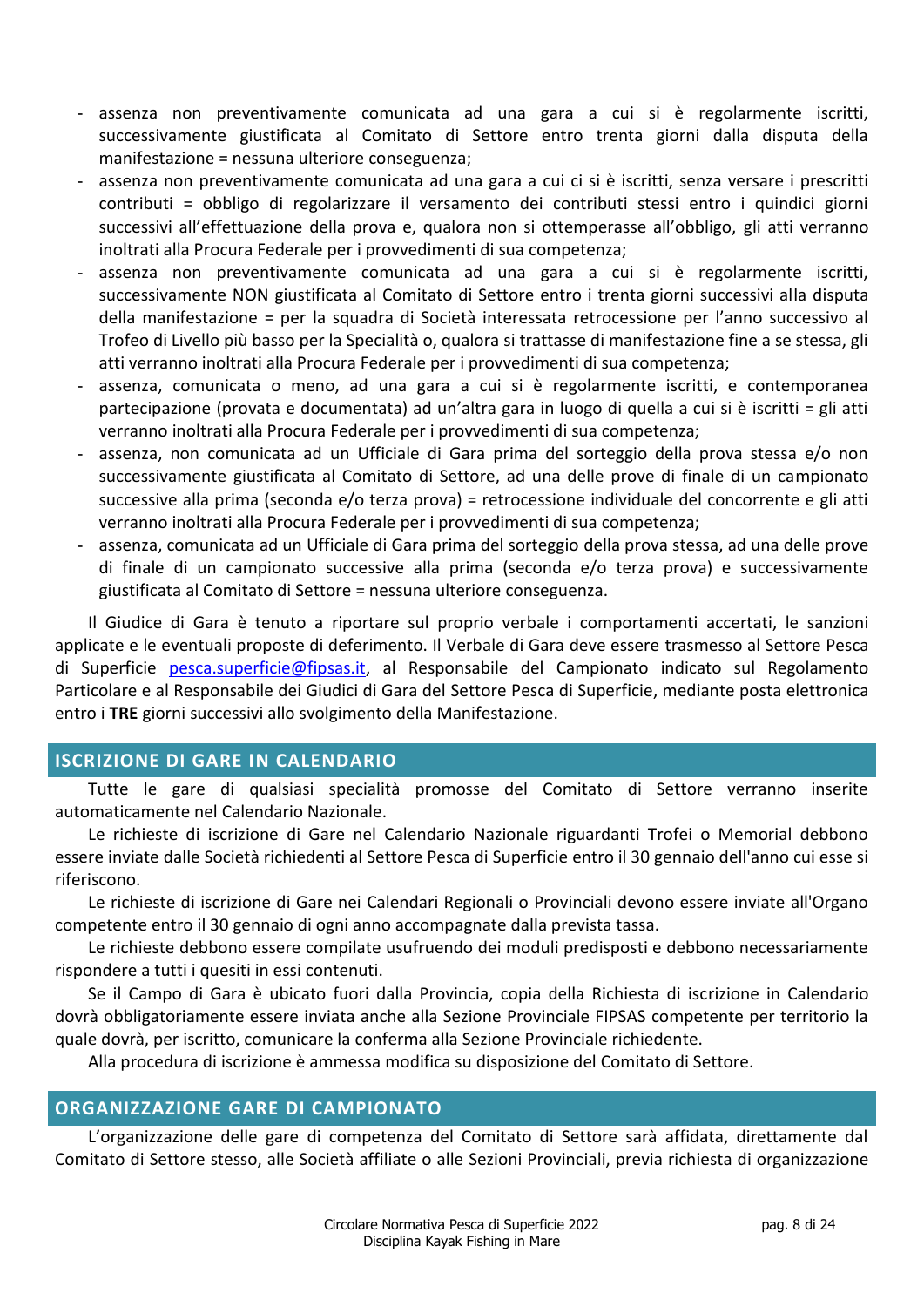- assenza non preventivamente comunicata ad una gara a cui si è regolarmente iscritti, successivamente giustificata al Comitato di Settore entro trenta giorni dalla disputa della manifestazione = nessuna ulteriore conseguenza;
- assenza non preventivamente comunicata ad una gara a cui ci si è iscritti, senza versare i prescritti contributi = obbligo di regolarizzare il versamento dei contributi stessi entro i quindici giorni successivi all'effettuazione della prova e, qualora non si ottemperasse all'obbligo, gli atti verranno inoltrati alla Procura Federale per i provvedimenti di sua competenza;
- assenza non preventivamente comunicata ad una gara a cui si è regolarmente iscritti, successivamente NON giustificata al Comitato di Settore entro i trenta giorni successivi alla disputa della manifestazione = per la squadra di Società interessata retrocessione per l'anno successivo al Trofeo di Livello più basso per la Specialità o, qualora si trattasse di manifestazione fine a se stessa, gli atti verranno inoltrati alla Procura Federale per i provvedimenti di sua competenza;
- assenza, comunicata o meno, ad una gara a cui si è regolarmente iscritti, e contemporanea partecipazione (provata e documentata) ad un'altra gara in luogo di quella a cui si è iscritti = gli atti verranno inoltrati alla Procura Federale per i provvedimenti di sua competenza;
- assenza, non comunicata ad un Ufficiale di Gara prima del sorteggio della prova stessa e/o non successivamente giustificata al Comitato di Settore, ad una delle prove di finale di un campionato successive alla prima (seconda e/o terza prova) = retrocessione individuale del concorrente e gli atti verranno inoltrati alla Procura Federale per i provvedimenti di sua competenza;
- assenza, comunicata ad un Ufficiale di Gara prima del sorteggio della prova stessa, ad una delle prove di finale di un campionato successive alla prima (seconda e/o terza prova) e successivamente giustificata al Comitato di Settore = nessuna ulteriore conseguenza.

Il Giudice di Gara è tenuto a riportare sul proprio verbale i comportamenti accertati, le sanzioni applicate e le eventuali proposte di deferimento. Il Verbale di Gara deve essere trasmesso al Settore Pesca di Superficie pesca.superficie@fipsas.it, al Responsabile del Campionato indicato sul Regolamento Particolare e al Responsabile dei Giudici di Gara del Settore Pesca di Superficie, mediante posta elettronica entro i **TRE** giorni successivi allo svolgimento della Manifestazione.

## ISCRIZIONE DI GARE IN CALENDARIO

Tutte le gare di qualsiasi specialità promosse del Comitato di Settore verranno inserite automaticamente nel Calendario Nazionale.

Le richieste di iscrizione di Gare nel Calendario Nazionale riguardanti Trofei o Memorial debbono essere inviate dalle Società richiedenti al Settore Pesca di Superficie entro il 30 gennaio dell'anno cui esse si riferiscono.

Le richieste di iscrizione di Gare nei Calendari Regionali o Provinciali devono essere inviate all'Organo competente entro il 30 gennaio di ogni anno accompagnate dalla prevista tassa.

Le richieste debbono essere compilate usufruendo dei moduli predisposti e debbono necessariamente rispondere a tutti i quesiti in essi contenuti.

Se il Campo di Gara è ubicato fuori dalla Provincia, copia della Richiesta di iscrizione in Calendario dovrà obbligatoriamente essere inviata anche alla Sezione Provinciale FIPSAS competente per territorio la quale dovrà, per iscritto, comunicare la conferma alla Sezione Provinciale richiedente.

Alla procedura di iscrizione è ammessa modifica su disposizione del Comitato di Settore.

## ORGANIZZAZIONE GARE DI CAMPIONATO

L'organizzazione delle gare di competenza del Comitato di Settore sarà affidata, direttamente dal Comitato di Settore stesso, alle Società affiliate o alle Sezioni Provinciali, previa richiesta di organizzazione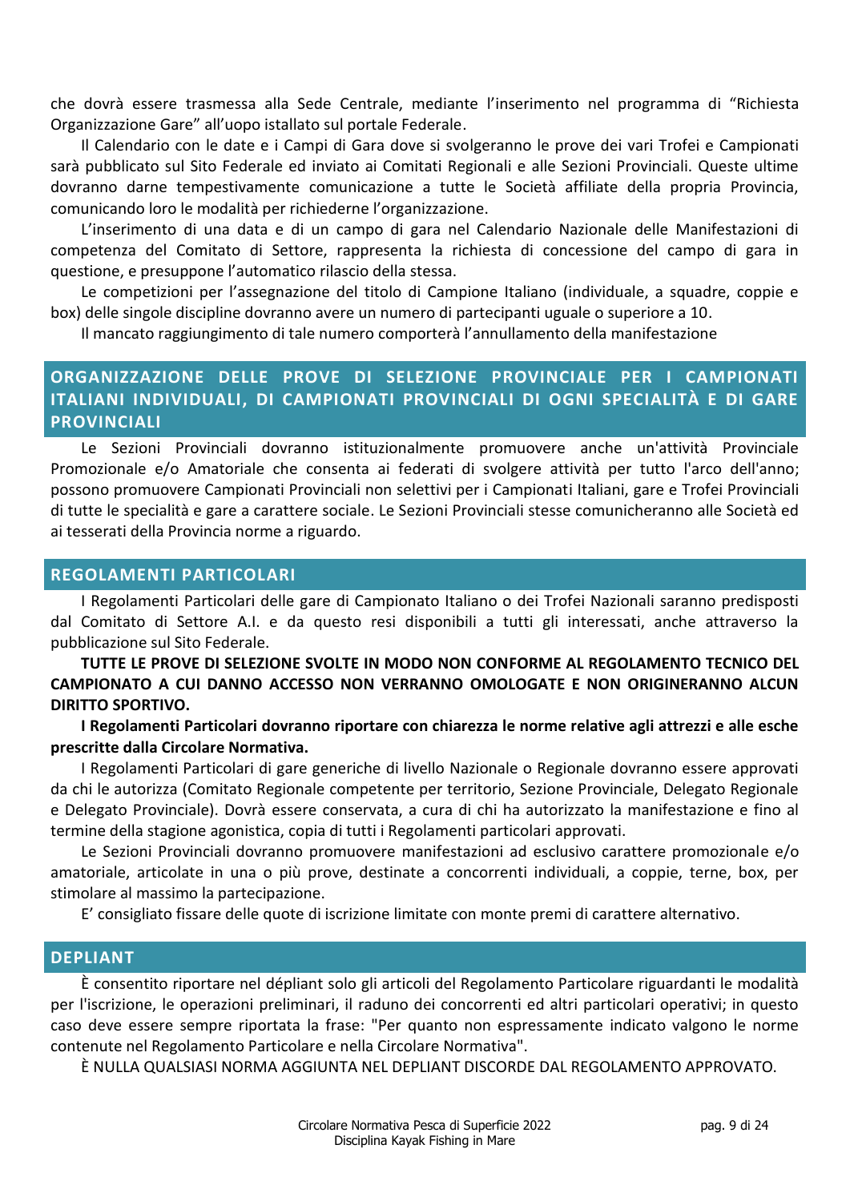che dovrà essere trasmessa alla Sede Centrale, mediante l'inserimento nel programma di "Richiesta Organizzazione Gare" all'uopo istallato sul portale Federale.

Il Calendario con le date e i Campi di Gara dove si svolgeranno le prove dei vari Trofei e Campionati sarà pubblicato sul Sito Federale ed inviato ai Comitati Regionali e alle Sezioni Provinciali. Queste ultime dovranno darne tempestivamente comunicazione a tutte le Società affiliate della propria Provincia, comunicando loro le modalità per richiederne l'organizzazione.

L'inserimento di una data e di un campo di gara nel Calendario Nazionale delle Manifestazioni di competenza del Comitato di Settore, rappresenta la richiesta di concessione del campo di gara in questione, e presuppone l'automatico rilascio della stessa.

Le competizioni per l'assegnazione del titolo di Campione Italiano (individuale, a squadre, coppie e box) delle singole discipline dovranno avere un numero di partecipanti uguale o superiore a 10.

Il mancato raggiungimento di tale numero comporterà l'annullamento della manifestazione

## ORGANIZZAZIONE DELLE PROVE DI SELEZIONE PROVINCIALE PER I CAMPIONATI ITALIANI INDIVIDUALI, DI CAMPIONATI PROVINCIALI DI OGNI SPECIALITÀ E DI GARE PROVINCIALI

Le Sezioni Provinciali dovranno istituzionalmente promuovere anche un'attività Provinciale Promozionale e/o Amatoriale che consenta ai federati di svolgere attività per tutto l'arco dell'anno; possono promuovere Campionati Provinciali non selettivi per i Campionati Italiani, gare e Trofei Provinciali di tutte le specialità e gare a carattere sociale. Le Sezioni Provinciali stesse comunicheranno alle Società ed ai tesserati della Provincia norme a riguardo.

## REGOLAMENTI PARTICOLARI

I Regolamenti Particolari delle gare di Campionato Italiano o dei Trofei Nazionali saranno predisposti dal Comitato di Settore A.I. e da questo resi disponibili a tutti gli interessati, anche attraverso la pubblicazione sul Sito Federale.

**TUTTE LE PROVE DI SELEZIONE SVOLTE IN MODO NON CONFORME AL REGOLAMENTO TECNICO DEL CAMPIONATO A CUI DANNO ACCESSO NON VERRANNO OMOLOGATE E NON ORIGINERANNO ALCUN DIRITTO SPORTIVO.**

**I Regolamenti Particolari dovranno riportare con chiarezza le norme relative agli attrezzi e alle esche prescritte dalla Circolare Normativa.**

I Regolamenti Particolari di gare generiche di livello Nazionale o Regionale dovranno essere approvati da chi le autorizza (Comitato Regionale competente per territorio, Sezione Provinciale, Delegato Regionale e Delegato Provinciale). Dovrà essere conservata, a cura di chi ha autorizzato la manifestazione e fino al termine della stagione agonistica, copia di tutti i Regolamenti particolari approvati.

Le Sezioni Provinciali dovranno promuovere manifestazioni ad esclusivo carattere promozionale e/o amatoriale, articolate in una o più prove, destinate a concorrenti individuali, a coppie, terne, box, per stimolare al massimo la partecipazione.

E' consigliato fissare delle quote di iscrizione limitate con monte premi di carattere alternativo.

## DEPLIANT

È consentito riportare nel dépliant solo gli articoli del Regolamento Particolare riguardanti le modalità per l'iscrizione, le operazioni preliminari, il raduno dei concorrenti ed altri particolari operativi; in questo caso deve essere sempre riportata la frase: "Per quanto non espressamente indicato valgono le norme contenute nel Regolamento Particolare e nella Circolare Normativa".

È NULLA QUALSIASI NORMA AGGIUNTA NEL DEPLIANT DISCORDE DAL REGOLAMENTO APPROVATO.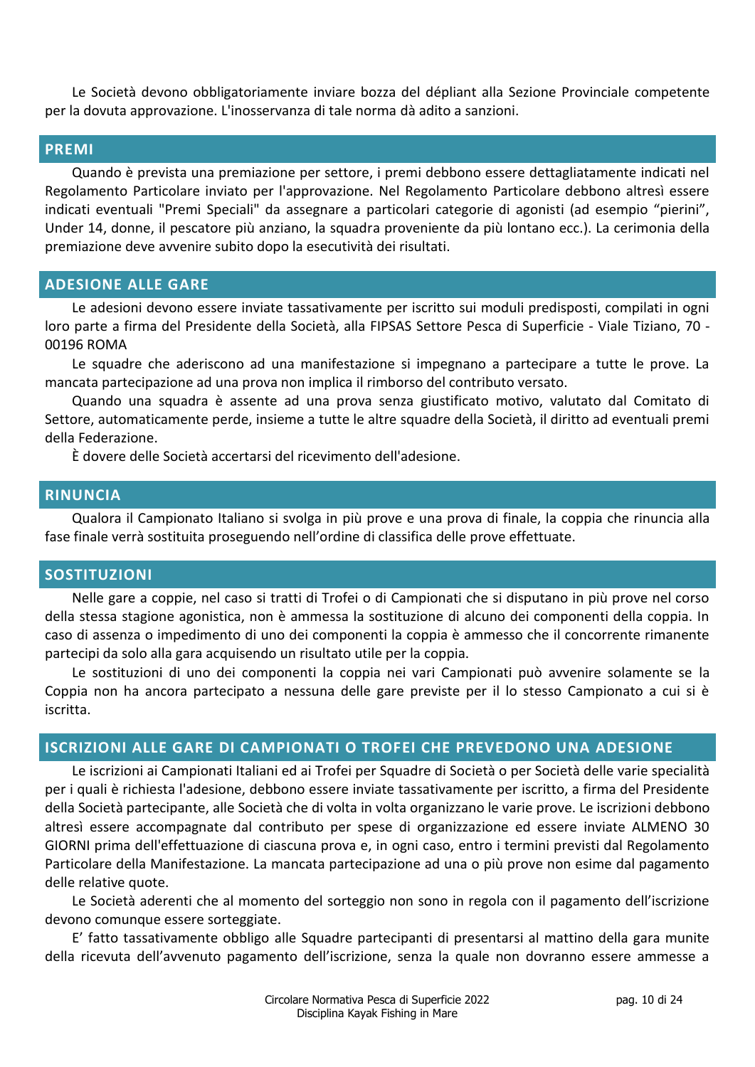Le Società devono obbligatoriamente inviare bozza del dépliant alla Sezione Provinciale competente per la dovuta approvazione. L'inosservanza di tale norma dà adito a sanzioni.

## PREMI

Quando è prevista una premiazione per settore, i premi debbono essere dettagliatamente indicati nel Regolamento Particolare inviato per l'approvazione. Nel Regolamento Particolare debbono altresì essere indicati eventuali "Premi Speciali" da assegnare a particolari categorie di agonisti (ad esempio “pierini”, Under 14, donne, il pescatore più anziano, la squadra proveniente da più lontano ecc.). La cerimonia della premiazione deve avvenire subito dopo la esecutività dei risultati.

## ADESIONE ALLE GARE

Le adesioni devono essere inviate tassativamente per iscritto sui moduli predisposti, compilati in ogni loro parte a firma del Presidente della Società, alla FIPSAS Settore Pesca di Superficie - Viale Tiziano, 70 - 00196 ROMA

Le squadre che aderiscono ad una manifestazione si impegnano a partecipare a tutte le prove. La mancata partecipazione ad una prova non implica il rimborso del contributo versato.

Quando una squadra è assente ad una prova senza giustificato motivo, valutato dal Comitato di Settore, automaticamente perde, insieme a tutte le altre squadre della Società, il diritto ad eventuali premi della Federazione.

È dovere delle Società accertarsi del ricevimento dell'adesione.

## RINUNCIA

Qualora il Campionato Italiano si svolga in più prove e una prova di finale, la coppia che rinuncia alla fase finale verrà sostituita proseguendo nell’ordine di classifica delle prove effettuate.

## SOSTITUZIONI

Nelle gare a coppie, nel caso si tratti di Trofei o di Campionati che si disputano in più prove nel corso della stessa stagione agonistica, non è ammessa la sostituzione di alcuno dei componenti della coppia. In caso di assenza o impedimento di uno dei componenti la coppia è ammesso che il concorrente rimanente partecipi da solo alla gara acquisendo un risultato utile per la coppia.

Le sostituzioni di uno dei componenti la coppia nei vari Campionati può avvenire solamente se la Coppia non ha ancora partecipato a nessuna delle gare previste per il lo stesso Campionato a cui si è iscritta.

## ISCRIZIONI ALLE GARE DI CAMPIONATI O TROFEI CHE PREVEDONO UNA ADESIONE

Le iscrizioni ai Campionati Italiani ed ai Trofei per Squadre di Società o per Società delle varie specialità per i quali è richiesta l'adesione, debbono essere inviate tassativamente per iscritto, a firma del Presidente della Società partecipante, alle Società che di volta in volta organizzano le varie prove. Le iscrizioni debbono altresì essere accompagnate dal contributo per spese di organizzazione ed essere inviate ALMENO 30 GIORNI prima dell'effettuazione di ciascuna prova e, in ogni caso, entro i termini previsti dal Regolamento Particolare della Manifestazione. La mancata partecipazione ad una o più prove non esime dal pagamento delle relative quote.

Le Società aderenti che al momento del sorteggio non sono in regola con il pagamento dell’iscrizione devono comunque essere sorteggiate.

E’ fatto tassativamente obbligo alle Squadre partecipanti di presentarsi al mattino della gara munite della ricevuta dell’avvenuto pagamento dell’iscrizione, senza la quale non dovranno essere ammesse a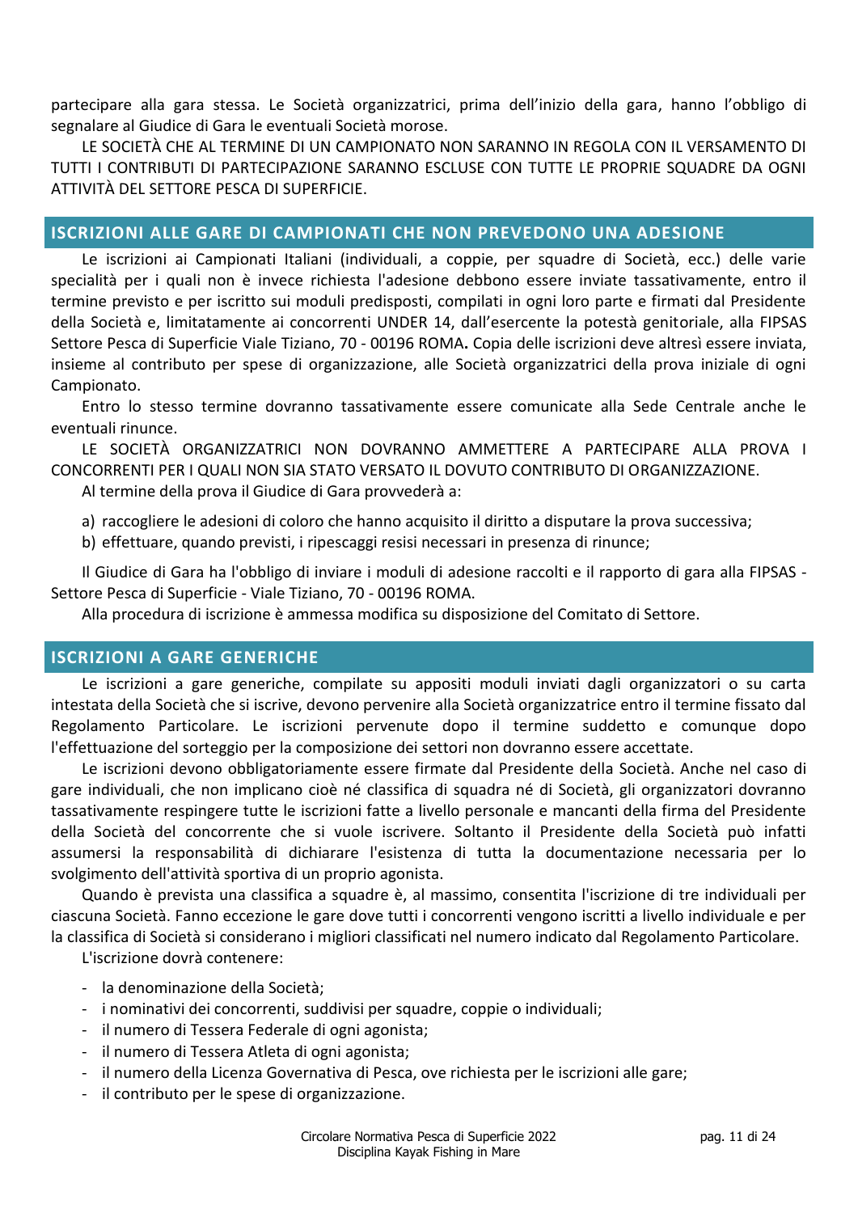partecipare alla gara stessa. Le Società organizzatrici, prima dell'inizio della gara, hanno l'obbligo di segnalare al Giudice di Gara le eventuali Società morose.

LE SOCIETÀ CHE AL TERMINE DI UN CAMPIONATO NON SARANNO IN REGOLA CON IL VERSAMENTO DI TUTTI I CONTRIBUTI DI PARTECIPAZIONE SARANNO ESCLUSE CON TUTTE LE PROPRIE SQUADRE DA OGNI ATTIVITÀ DEL SETTORE PESCA DI SUPERFICIE.

## ISCRIZIONI ALLE GARE DI CAMPIONATI CHE NON PREVEDONO UNA ADESIONE

Le iscrizioni ai Campionati Italiani (individuali, a coppie, per squadre di Società, ecc.) delle varie specialità per i quali non è invece richiesta l'adesione debbono essere inviate tassativamente, entro il termine previsto e per iscritto sui moduli predisposti, compilati in ogni loro parte e firmati dal Presidente della Società e, limitatamente ai concorrenti UNDER 14, dall'esercente la potestà genitoriale, alla FIPSAS Settore Pesca di Superficie Viale Tiziano, 70 - 00196 ROMA**.** Copia delle iscrizioni deve altresì essere inviata, insieme al contributo per spese di organizzazione, alle Società organizzatrici della prova iniziale di ogni Campionato.

Entro lo stesso termine dovranno tassativamente essere comunicate alla Sede Centrale anche le eventuali rinunce.

LE SOCIETÀ ORGANIZZATRICI NON DOVRANNO AMMETTERE A PARTECIPARE ALLA PROVA I CONCORRENTI PER I QUALI NON SIA STATO VERSATO IL DOVUTO CONTRIBUTO DI ORGANIZZAZIONE.

Al termine della prova il Giudice di Gara provvederà a:

a) raccogliere le adesioni di coloro che hanno acquisito il diritto a disputare la prova successiva;
b) effettuare, quando previsti, i ripescaggi resisi necessari in presenza di rinunce;

Il Giudice di Gara ha l'obbligo di inviare i moduli di adesione raccolti e il rapporto di gara alla FIPSAS - Settore Pesca di Superficie - Viale Tiziano, 70 - 00196 ROMA.

Alla procedura di iscrizione è ammessa modifica su disposizione del Comitato di Settore.

## ISCRIZIONI A GARE GENERICHE

Le iscrizioni a gare generiche, compilate su appositi moduli inviati dagli organizzatori o su carta intestata della Società che si iscrive, devono pervenire alla Società organizzatrice entro il termine fissato dal Regolamento Particolare. Le iscrizioni pervenute dopo il termine suddetto e comunque dopo l'effettuazione del sorteggio per la composizione dei settori non dovranno essere accettate.

Le iscrizioni devono obbligatoriamente essere firmate dal Presidente della Società. Anche nel caso di gare individuali, che non implicano cioè né classifica di squadra né di Società, gli organizzatori dovranno tassativamente respingere tutte le iscrizioni fatte a livello personale e mancanti della firma del Presidente della Società del concorrente che si vuole iscrivere. Soltanto il Presidente della Società può infatti assumersi la responsabilità di dichiarare l'esistenza di tutta la documentazione necessaria per lo svolgimento dell'attività sportiva di un proprio agonista.

Quando è prevista una classifica a squadre è, al massimo, consentita l'iscrizione di tre individuali per ciascuna Società. Fanno eccezione le gare dove tutti i concorrenti vengono iscritti a livello individuale e per la classifica di Società si considerano i migliori classificati nel numero indicato dal Regolamento Particolare.

L'iscrizione dovrà contenere:

- la denominazione della Società;
- i nominativi dei concorrenti, suddivisi per squadre, coppie o individuali;
- il numero di Tessera Federale di ogni agonista;
- il numero di Tessera Atleta di ogni agonista;
- il numero della Licenza Governativa di Pesca, ove richiesta per le iscrizioni alle gare;
- il contributo per le spese di organizzazione.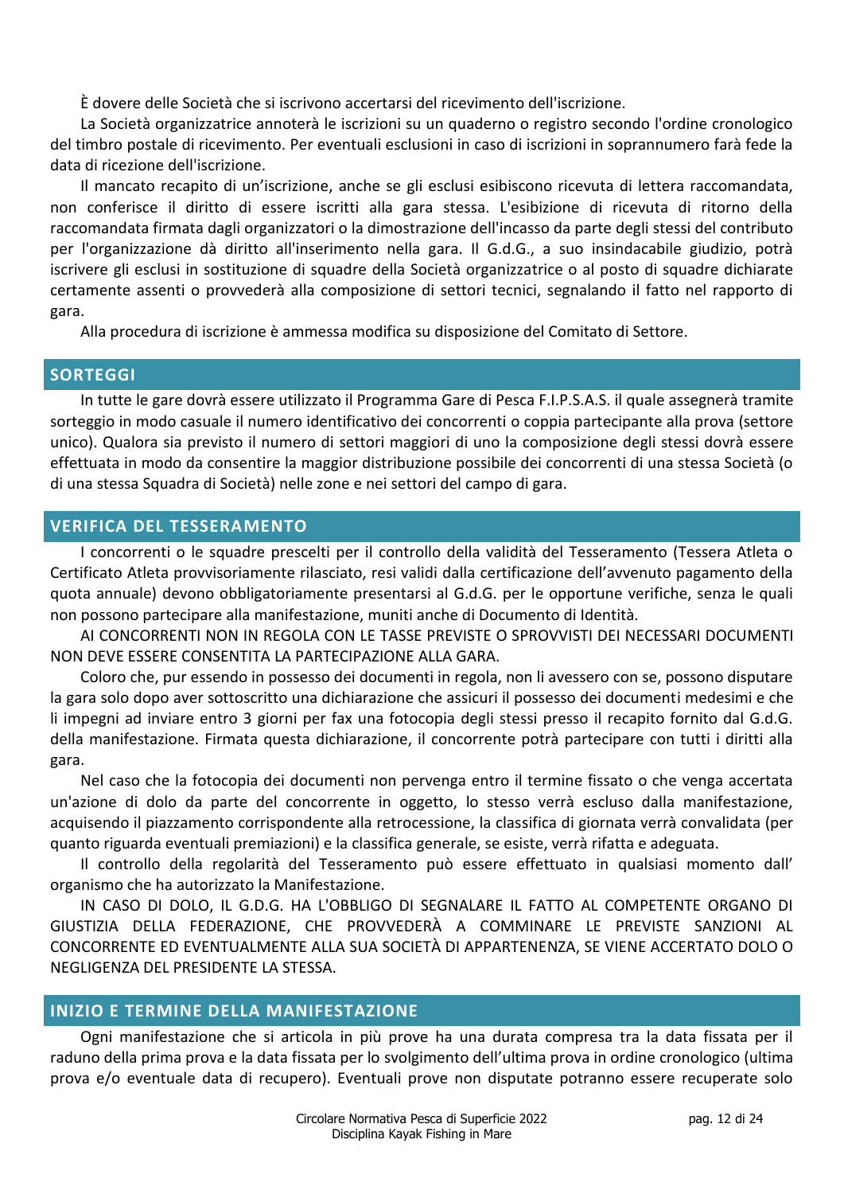È dovere delle Società che si iscrivono accertarsi del ricevimento dell'iscrizione.

La Società organizzatrice annoterà le iscrizioni su un quaderno o registro secondo l'ordine cronologico del timbro postale di ricevimento. Per eventuali esclusioni in caso di iscrizioni in soprannumero farà fede la data di ricezione dell'iscrizione.

Il mancato recapito di un'iscrizione, anche se gli esclusi esibiscono ricevuta di lettera raccomandata, non conferisce il diritto di essere iscritti alla gara stessa. L'esibizione di ricevuta di ritorno della raccomandata firmata dagli organizzatori o la dimostrazione dell'incasso da parte degli stessi del contributo per l'organizzazione dà diritto all'inserimento nella gara. Il G.d.G., a suo insindacabile giudizio, potrà iscrivere gli esclusi in sostituzione di squadre della Società organizzatrice o al posto di squadre dichiarate certamente assenti o provvederà alla composizione di settori tecnici, segnalando il fatto nel rapporto di gara.

Alla procedura di iscrizione è ammessa modifica su disposizione del Comitato di Settore.

## SORTEGGI

In tutte le gare dovrà essere utilizzato il Programma Gare di Pesca F.I.P.S.A.S. il quale assegnerà tramite sorteggio in modo casuale il numero identificativo dei concorrenti o coppia partecipante alla prova (settore unico). Qualora sia previsto il numero di settori maggiori di uno la composizione degli stessi dovrà essere effettuata in modo da consentire la maggior distribuzione possibile dei concorrenti di una stessa Società (o di una stessa Squadra di Società) nelle zone e nei settori del campo di gara.

## VERIFICA DEL TESSERAMENTO

I concorrenti o le squadre prescelti per il controllo della validità del Tesseramento (Tessera Atleta o Certificato Atleta provvisoriamente rilasciato, resi validi dalla certificazione dell'avvenuto pagamento della quota annuale) devono obbligatoriamente presentarsi al G.d.G. per le opportune verifiche, senza le quali non possono partecipare alla manifestazione, muniti anche di Documento di Identità.

AI CONCORRENTI NON IN REGOLA CON LE TASSE PREVISTE O SPROVVISTI DEI NECESSARI DOCUMENTI NON DEVE ESSERE CONSENTITA LA PARTECIPAZIONE ALLA GARA.

Coloro che, pur essendo in possesso dei documenti in regola, non li avessero con se, possono disputare la gara solo dopo aver sottoscritto una dichiarazione che assicuri il possesso dei documenti medesimi e che li impegni ad inviare entro 3 giorni per fax una fotocopia degli stessi presso il recapito fornito dal G.d.G. della manifestazione. Firmata questa dichiarazione, il concorrente potrà partecipare con tutti i diritti alla gara.

Nel caso che la fotocopia dei documenti non pervenga entro il termine fissato o che venga accertata un'azione di dolo da parte del concorrente in oggetto, lo stesso verrà escluso dalla manifestazione, acquisendo il piazzamento corrispondente alla retrocessione, la classifica di giornata verrà convalidata (per quanto riguarda eventuali premiazioni) e la classifica generale, se esiste, verrà rifatta e adeguata.

Il controllo della regolarità del Tesseramento può essere effettuato in qualsiasi momento dall' organismo che ha autorizzato la Manifestazione.

IN CASO DI DOLO, IL G.D.G. HA L'OBBLIGO DI SEGNALARE IL FATTO AL COMPETENTE ORGANO DI GIUSTIZIA DELLA FEDERAZIONE, CHE PROVVEDERÀ A COMMINARE LE PREVISTE SANZIONI AL CONCORRENTE ED EVENTUALMENTE ALLA SUA SOCIETÀ DI APPARTENENZA, SE VIENE ACCERTATO DOLO O NEGLIGENZA DEL PRESIDENTE LA STESSA.

## INIZIO E TERMINE DELLA MANIFESTAZIONE

Ogni manifestazione che si articola in più prove ha una durata compresa tra la data fissata per il raduno della prima prova e la data fissata per lo svolgimento dell'ultima prova in ordine cronologico (ultima prova e/o eventuale data di recupero). Eventuali prove non disputate potranno essere recuperate solo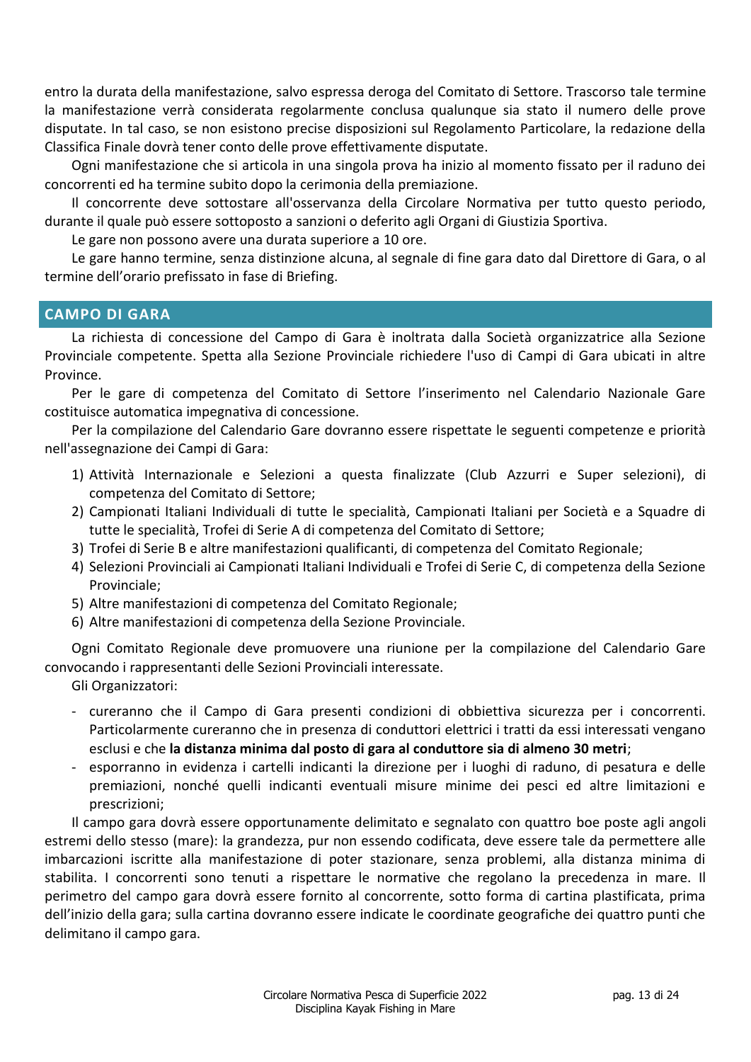entro la durata della manifestazione, salvo espressa deroga del Comitato di Settore. Trascorso tale termine la manifestazione verrà considerata regolarmente conclusa qualunque sia stato il numero delle prove disputate. In tal caso, se non esistono precise disposizioni sul Regolamento Particolare, la redazione della Classifica Finale dovrà tener conto delle prove effettivamente disputate.

Ogni manifestazione che si articola in una singola prova ha inizio al momento fissato per il raduno dei concorrenti ed ha termine subito dopo la cerimonia della premiazione.

Il concorrente deve sottostare all'osservanza della Circolare Normativa per tutto questo periodo, durante il quale può essere sottoposto a sanzioni o deferito agli Organi di Giustizia Sportiva.

Le gare non possono avere una durata superiore a 10 ore.

Le gare hanno termine, senza distinzione alcuna, al segnale di fine gara dato dal Direttore di Gara, o al termine dell'orario prefissato in fase di Briefing.

## CAMPO DI GARA

La richiesta di concessione del Campo di Gara è inoltrata dalla Società organizzatrice alla Sezione Provinciale competente. Spetta alla Sezione Provinciale richiedere l'uso di Campi di Gara ubicati in altre Province.

Per le gare di competenza del Comitato di Settore l'inserimento nel Calendario Nazionale Gare costituisce automatica impegnativa di concessione.

Per la compilazione del Calendario Gare dovranno essere rispettate le seguenti competenze e priorità nell'assegnazione dei Campi di Gara:

1) Attività Internazionale e Selezioni a questa finalizzate (Club Azzurri e Super selezioni), di competenza del Comitato di Settore;
2) Campionati Italiani Individuali di tutte le specialità, Campionati Italiani per Società e a Squadre di tutte le specialità, Trofei di Serie A di competenza del Comitato di Settore;
3) Trofei di Serie B e altre manifestazioni qualificanti, di competenza del Comitato Regionale;
4) Selezioni Provinciali ai Campionati Italiani Individuali e Trofei di Serie C, di competenza della Sezione Provinciale;
5) Altre manifestazioni di competenza del Comitato Regionale;
6) Altre manifestazioni di competenza della Sezione Provinciale.

Ogni Comitato Regionale deve promuovere una riunione per la compilazione del Calendario Gare convocando i rappresentanti delle Sezioni Provinciali interessate.

Gli Organizzatori:

- cureranno che il Campo di Gara presenti condizioni di obbiettiva sicurezza per i concorrenti. Particolarmente cureranno che in presenza di conduttori elettrici i tratti da essi interessati vengano esclusi e che **la distanza minima dal posto di gara al conduttore sia di almeno 30 metri**;
- esporranno in evidenza i cartelli indicanti la direzione per i luoghi di raduno, di pesatura e delle premiazioni, nonché quelli indicanti eventuali misure minime dei pesci ed altre limitazioni e prescrizioni;

Il campo gara dovrà essere opportunamente delimitato e segnalato con quattro boe poste agli angoli estremi dello stesso (mare): la grandezza, pur non essendo codificata, deve essere tale da permettere alle imbarcazioni iscritte alla manifestazione di poter stazionare, senza problemi, alla distanza minima di stabilita. I concorrenti sono tenuti a rispettare le normative che regolano la precedenza in mare. Il perimetro del campo gara dovrà essere fornito al concorrente, sotto forma di cartina plastificata, prima dell'inizio della gara; sulla cartina dovranno essere indicate le coordinate geografiche dei quattro punti che delimitano il campo gara.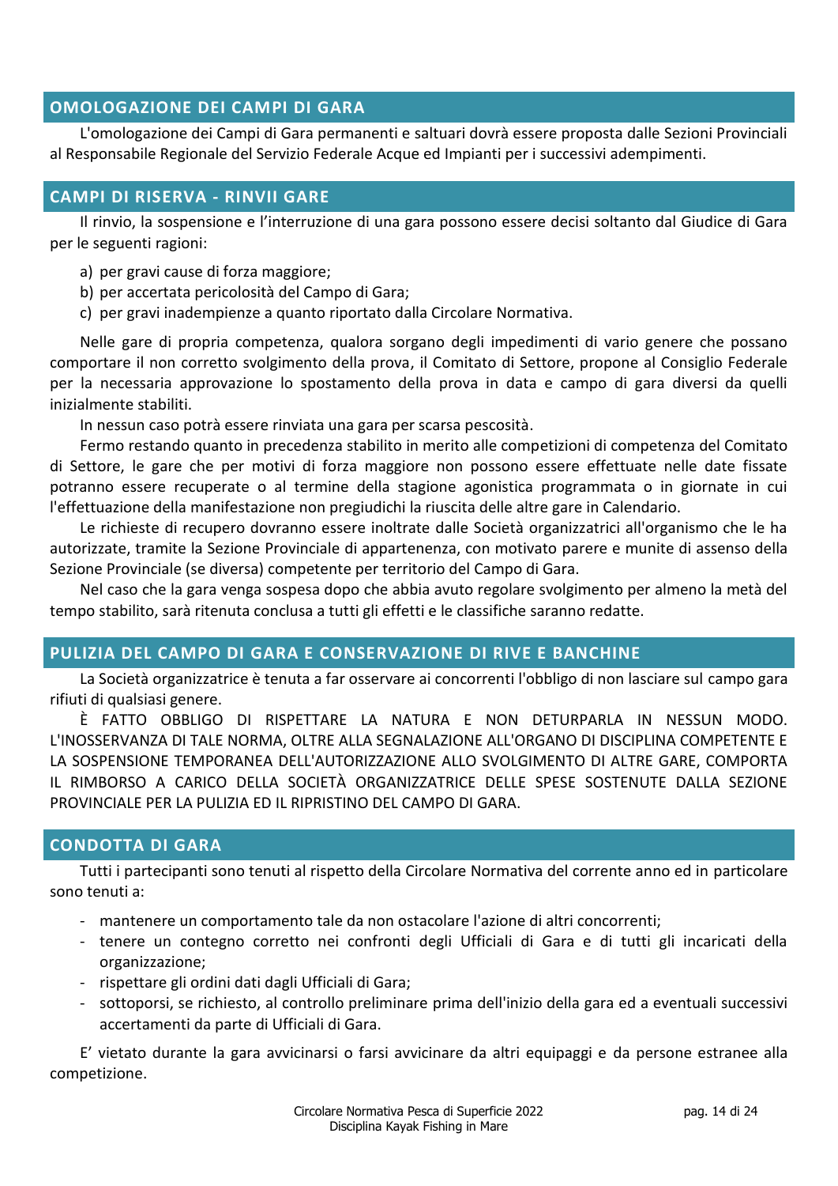## OMOLOGAZIONE DEI CAMPI DI GARA

L'omologazione dei Campi di Gara permanenti e saltuari dovrà essere proposta dalle Sezioni Provinciali al Responsabile Regionale del Servizio Federale Acque ed Impianti per i successivi adempimenti.

## CAMPI DI RISERVA - RINVII GARE

Il rinvio, la sospensione e l'interruzione di una gara possono essere decisi soltanto dal Giudice di Gara per le seguenti ragioni:

a) per gravi cause di forza maggiore;
b) per accertata pericolosità del Campo di Gara;
c) per gravi inadempienze a quanto riportato dalla Circolare Normativa.

Nelle gare di propria competenza, qualora sorgano degli impedimenti di vario genere che possano comportare il non corretto svolgimento della prova, il Comitato di Settore, propone al Consiglio Federale per la necessaria approvazione lo spostamento della prova in data e campo di gara diversi da quelli inizialmente stabiliti.

In nessun caso potrà essere rinviata una gara per scarsa pescosità.

Fermo restando quanto in precedenza stabilito in merito alle competizioni di competenza del Comitato di Settore, le gare che per motivi di forza maggiore non possono essere effettuate nelle date fissate potranno essere recuperate o al termine della stagione agonistica programmata o in giornate in cui l'effettuazione della manifestazione non pregiudichi la riuscita delle altre gare in Calendario.

Le richieste di recupero dovranno essere inoltrate dalle Società organizzatrici all'organismo che le ha autorizzate, tramite la Sezione Provinciale di appartenenza, con motivato parere e munite di assenso della Sezione Provinciale (se diversa) competente per territorio del Campo di Gara.

Nel caso che la gara venga sospesa dopo che abbia avuto regolare svolgimento per almeno la metà del tempo stabilito, sarà ritenuta conclusa a tutti gli effetti e le classifiche saranno redatte.

## PULIZIA DEL CAMPO DI GARA E CONSERVAZIONE DI RIVE E BANCHINE

La Società organizzatrice è tenuta a far osservare ai concorrenti l'obbligo di non lasciare sul campo gara rifiuti di qualsiasi genere.

È FATTO OBBLIGO DI RISPETTARE LA NATURA E NON DETURPARLA IN NESSUN MODO. L'INOSSERVANZA DI TALE NORMA, OLTRE ALLA SEGNALAZIONE ALL'ORGANO DI DISCIPLINA COMPETENTE E LA SOSPENSIONE TEMPORANEA DELL'AUTORIZZAZIONE ALLO SVOLGIMENTO DI ALTRE GARE, COMPORTA IL RIMBORSO A CARICO DELLA SOCIETÀ ORGANIZZATRICE DELLE SPESE SOSTENUTE DALLA SEZIONE PROVINCIALE PER LA PULIZIA ED IL RIPRISTINO DEL CAMPO DI GARA.

## CONDOTTA DI GARA

Tutti i partecipanti sono tenuti al rispetto della Circolare Normativa del corrente anno ed in particolare sono tenuti a:

- mantenere un comportamento tale da non ostacolare l'azione di altri concorrenti;
- tenere un contegno corretto nei confronti degli Ufficiali di Gara e di tutti gli incaricati della organizzazione;
- rispettare gli ordini dati dagli Ufficiali di Gara;
- sottoporsi, se richiesto, al controllo preliminare prima dell'inizio della gara ed a eventuali successivi accertamenti da parte di Ufficiali di Gara.

E' vietato durante la gara avvicinarsi o farsi avvicinare da altri equipaggi e da persone estranee alla competizione.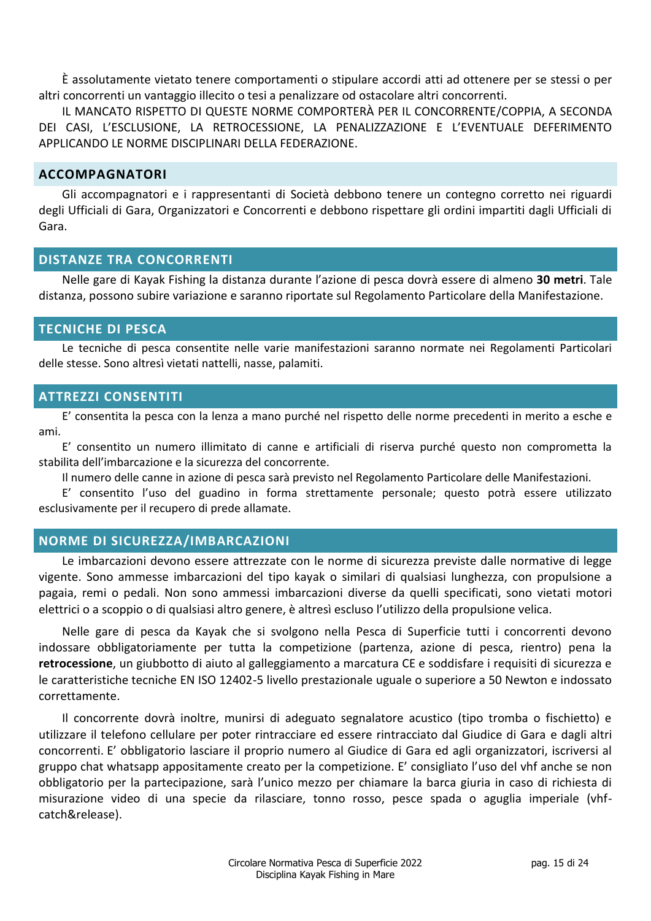È assolutamente vietato tenere comportamenti o stipulare accordi atti ad ottenere per se stessi o per altri concorrenti un vantaggio illecito o tesi a penalizzare od ostacolare altri concorrenti.

IL MANCATO RISPETTO DI QUESTE NORME COMPORTERÀ PER IL CONCORRENTE/COPPIA, A SECONDA DEI CASI, L'ESCLUSIONE, LA RETROCESSIONE, LA PENALIZZAZIONE E L'EVENTUALE DEFERIMENTO APPLICANDO LE NORME DISCIPLINARI DELLA FEDERAZIONE.

## ACCOMPAGNATORI

Gli accompagnatori e i rappresentanti di Società debbono tenere un contegno corretto nei riguardi degli Ufficiali di Gara, Organizzatori e Concorrenti e debbono rispettare gli ordini impartiti dagli Ufficiali di Gara.

## DISTANZE TRA CONCORRENTI

Nelle gare di Kayak Fishing la distanza durante l'azione di pesca dovrà essere di almeno **30 metri**. Tale distanza, possono subire variazione e saranno riportate sul Regolamento Particolare della Manifestazione.

## TECNICHE DI PESCA

Le tecniche di pesca consentite nelle varie manifestazioni saranno normate nei Regolamenti Particolari delle stesse. Sono altresì vietati nattelli, nasse, palamiti.

## ATTREZZI CONSENTITI

E' consentita la pesca con la lenza a mano purché nel rispetto delle norme precedenti in merito a esche e ami.

E' consentito un numero illimitato di canne e artificiali di riserva purché questo non comprometta la stabilita dell'imbarcazione e la sicurezza del concorrente.

Il numero delle canne in azione di pesca sarà previsto nel Regolamento Particolare delle Manifestazioni.

E' consentito l'uso del guadino in forma strettamente personale; questo potrà essere utilizzato esclusivamente per il recupero di prede allamate.

## NORME DI SICUREZZA/IMBARCAZIONI

Le imbarcazioni devono essere attrezzate con le norme di sicurezza previste dalle normative di legge vigente. Sono ammesse imbarcazioni del tipo kayak o similari di qualsiasi lunghezza, con propulsione a pagaia, remi o pedali. Non sono ammessi imbarcazioni diverse da quelli specificati, sono vietati motori elettrici o a scoppio o di qualsiasi altro genere, è altresì escluso l'utilizzo della propulsione velica.

Nelle gare di pesca da Kayak che si svolgono nella Pesca di Superficie tutti i concorrenti devono indossare obbligatoriamente per tutta la competizione (partenza, azione di pesca, rientro) pena la **retrocessione**, un giubbotto di aiuto al galleggiamento a marcatura CE e soddisfare i requisiti di sicurezza e le caratteristiche tecniche EN ISO 12402-5 livello prestazionale uguale o superiore a 50 Newton e indossato correttamente.

Il concorrente dovrà inoltre, munirsi di adeguato segnalatore acustico (tipo tromba o fischietto) e utilizzare il telefono cellulare per poter rintracciare ed essere rintracciato dal Giudice di Gara e dagli altri concorrenti. E' obbligatorio lasciare il proprio numero al Giudice di Gara ed agli organizzatori, iscriversi al gruppo chat whatsapp appositamente creato per la competizione. E' consigliato l'uso del vhf anche se non obbligatorio per la partecipazione, sarà l'unico mezzo per chiamare la barca giuria in caso di richiesta di misurazione video di una specie da rilasciare, tonno rosso, pesce spada o aguglia imperiale (vhf-catch&release).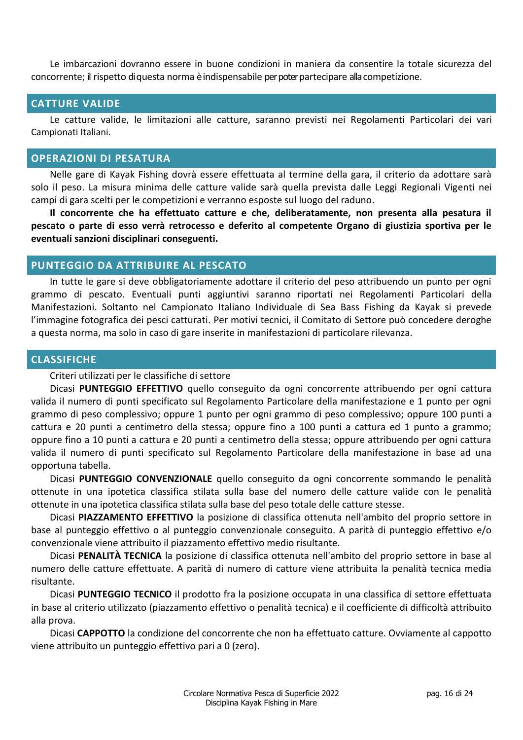Le imbarcazioni dovranno essere in buone condizioni in maniera da consentire la totale sicurezza del concorrente; il rispetto di questa norma è indispensabile per poter partecipare alla competizione.

## CATTURE VALIDE

Le catture valide, le limitazioni alle catture, saranno previsti nei Regolamenti Particolari dei vari Campionati Italiani.

## OPERAZIONI DI PESATURA

Nelle gare di Kayak Fishing dovrà essere effettuata al termine della gara, il criterio da adottare sarà solo il peso. La misura minima delle catture valide sarà quella prevista dalle Leggi Regionali Vigenti nei campi di gara scelti per le competizioni e verranno esposte sul luogo del raduno.

**Il concorrente che ha effettuato catture e che, deliberatamente, non presenta alla pesatura il pescato o parte di esso verrà retrocesso e deferito al competente Organo di giustizia sportiva per le eventuali sanzioni disciplinari conseguenti.**

## PUNTEGGIO DA ATTRIBUIRE AL PESCATO

In tutte le gare si deve obbligatoriamente adottare il criterio del peso attribuendo un punto per ogni grammo di pescato. Eventuali punti aggiuntivi saranno riportati nei Regolamenti Particolari della Manifestazioni. Soltanto nel Campionato Italiano Individuale di Sea Bass Fishing da Kayak si prevede l'immagine fotografica dei pesci catturati. Per motivi tecnici, il Comitato di Settore può concedere deroghe a questa norma, ma solo in caso di gare inserite in manifestazioni di particolare rilevanza.

## CLASSIFICHE

Criteri utilizzati per le classifiche di settore

Dicasi **PUNTEGGIO EFFETTIVO** quello conseguito da ogni concorrente attribuendo per ogni cattura valida il numero di punti specificato sul Regolamento Particolare della manifestazione e 1 punto per ogni grammo di peso complessivo; oppure 1 punto per ogni grammo di peso complessivo; oppure 100 punti a cattura e 20 punti a centimetro della stessa; oppure fino a 100 punti a cattura ed 1 punto a grammo; oppure fino a 10 punti a cattura e 20 punti a centimetro della stessa; oppure attribuendo per ogni cattura valida il numero di punti specificato sul Regolamento Particolare della manifestazione in base ad una opportuna tabella.

Dicasi **PUNTEGGIO CONVENZIONALE** quello conseguito da ogni concorrente sommando le penalità ottenute in una ipotetica classifica stilata sulla base del numero delle catture valide con le penalità ottenute in una ipotetica classifica stilata sulla base del peso totale delle catture stesse.

Dicasi **PIAZZAMENTO EFFETTIVO** la posizione di classifica ottenuta nell'ambito del proprio settore in base al punteggio effettivo o al punteggio convenzionale conseguito. A parità di punteggio effettivo e/o convenzionale viene attribuito il piazzamento effettivo medio risultante.

Dicasi **PENALITÀ TECNICA** la posizione di classifica ottenuta nell'ambito del proprio settore in base al numero delle catture effettuate. A parità di numero di catture viene attribuita la penalità tecnica media risultante.

Dicasi **PUNTEGGIO TECNICO** il prodotto fra la posizione occupata in una classifica di settore effettuata in base al criterio utilizzato (piazzamento effettivo o penalità tecnica) e il coefficiente di difficoltà attribuito alla prova.

Dicasi **CAPPOTTO** la condizione del concorrente che non ha effettuato catture. Ovviamente al cappotto viene attribuito un punteggio effettivo pari a 0 (zero).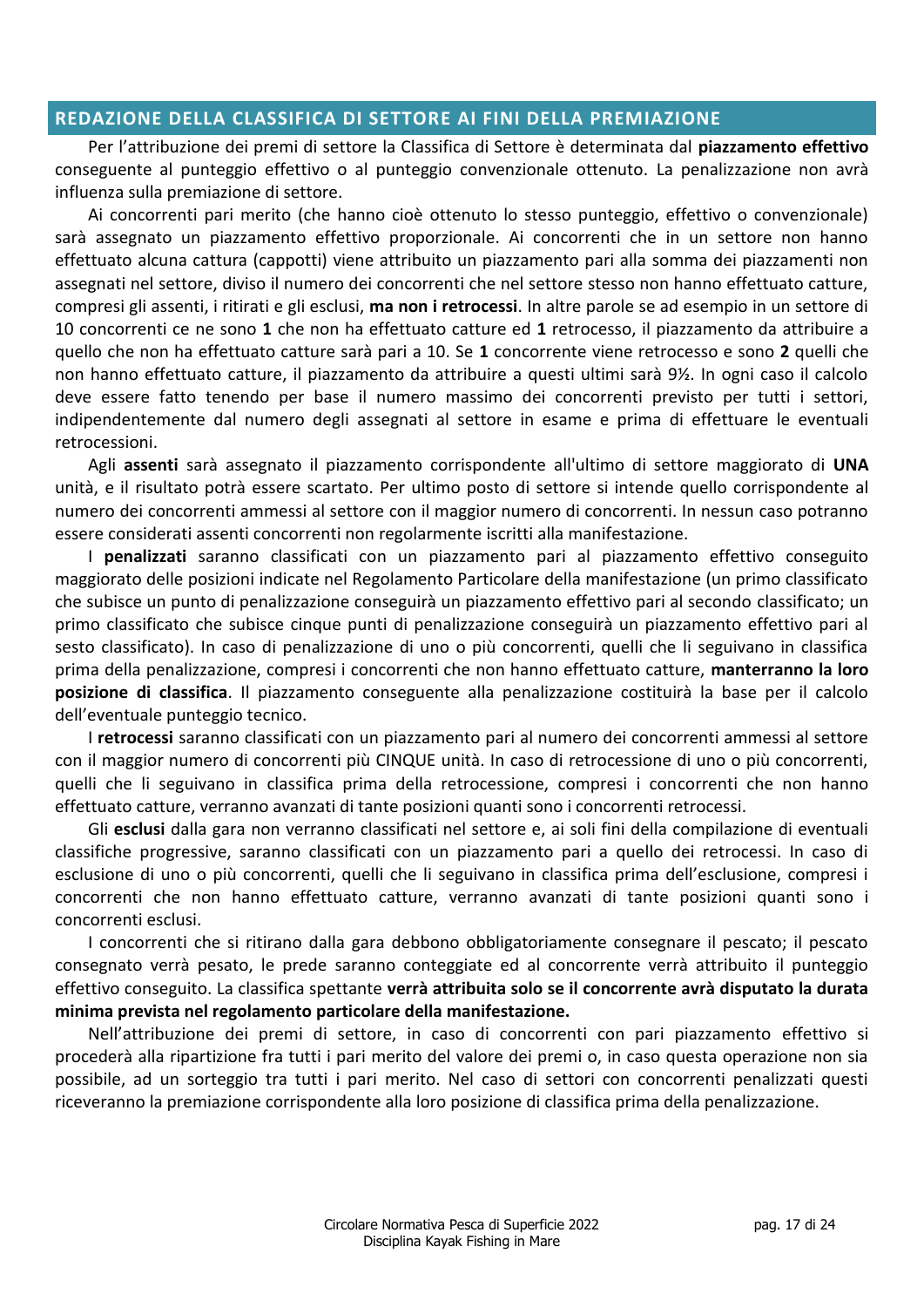## REDAZIONE DELLA CLASSIFICA DI SETTORE AI FINI DELLA PREMIAZIONE

Per l'attribuzione dei premi di settore la Classifica di Settore è determinata dal **piazzamento effettivo** conseguente al punteggio effettivo o al punteggio convenzionale ottenuto. La penalizzazione non avrà influenza sulla premiazione di settore.

Ai concorrenti pari merito (che hanno cioè ottenuto lo stesso punteggio, effettivo o convenzionale) sarà assegnato un piazzamento effettivo proporzionale. Ai concorrenti che in un settore non hanno effettuato alcuna cattura (cappotti) viene attribuito un piazzamento pari alla somma dei piazzamenti non assegnati nel settore, diviso il numero dei concorrenti che nel settore stesso non hanno effettuato catture, compresi gli assenti, i ritirati e gli esclusi, **ma non i retrocessi**. In altre parole se ad esempio in un settore di 10 concorrenti ce ne sono **1** che non ha effettuato catture ed **1** retrocesso, il piazzamento da attribuire a quello che non ha effettuato catture sarà pari a 10. Se **1** concorrente viene retrocesso e sono **2** quelli che non hanno effettuato catture, il piazzamento da attribuire a questi ultimi sarà 9½. In ogni caso il calcolo deve essere fatto tenendo per base il numero massimo dei concorrenti previsto per tutti i settori, indipendentemente dal numero degli assegnati al settore in esame e prima di effettuare le eventuali retrocessioni.

Agli **assenti** sarà assegnato il piazzamento corrispondente all'ultimo di settore maggiorato di **UNA** unità, e il risultato potrà essere scartato. Per ultimo posto di settore si intende quello corrispondente al numero dei concorrenti ammessi al settore con il maggior numero di concorrenti. In nessun caso potranno essere considerati assenti concorrenti non regolarmente iscritti alla manifestazione.

I **penalizzati** saranno classificati con un piazzamento pari al piazzamento effettivo conseguito maggiorato delle posizioni indicate nel Regolamento Particolare della manifestazione (un primo classificato che subisce un punto di penalizzazione conseguirà un piazzamento effettivo pari al secondo classificato; un primo classificato che subisce cinque punti di penalizzazione conseguirà un piazzamento effettivo pari al sesto classificato). In caso di penalizzazione di uno o più concorrenti, quelli che li seguivano in classifica prima della penalizzazione, compresi i concorrenti che non hanno effettuato catture, **manterranno la loro posizione di classifica**. Il piazzamento conseguente alla penalizzazione costituirà la base per il calcolo dell'eventuale punteggio tecnico.

I **retrocessi** saranno classificati con un piazzamento pari al numero dei concorrenti ammessi al settore con il maggior numero di concorrenti più CINQUE unità. In caso di retrocessione di uno o più concorrenti, quelli che li seguivano in classifica prima della retrocessione, compresi i concorrenti che non hanno effettuato catture, verranno avanzati di tante posizioni quanti sono i concorrenti retrocessi.

Gli **esclusi** dalla gara non verranno classificati nel settore e, ai soli fini della compilazione di eventuali classifiche progressive, saranno classificati con un piazzamento pari a quello dei retrocessi. In caso di esclusione di uno o più concorrenti, quelli che li seguivano in classifica prima dell'esclusione, compresi i concorrenti che non hanno effettuato catture, verranno avanzati di tante posizioni quanti sono i concorrenti esclusi.

I concorrenti che si ritirano dalla gara debbono obbligatoriamente consegnare il pescato; il pescato consegnato verrà pesato, le prede saranno conteggiate ed al concorrente verrà attribuito il punteggio effettivo conseguito. La classifica spettante **verrà attribuita solo se il concorrente avrà disputato la durata minima prevista nel regolamento particolare della manifestazione.**

Nell'attribuzione dei premi di settore, in caso di concorrenti con pari piazzamento effettivo si procederà alla ripartizione fra tutti i pari merito del valore dei premi o, in caso questa operazione non sia possibile, ad un sorteggio tra tutti i pari merito. Nel caso di settori con concorrenti penalizzati questi riceveranno la premiazione corrispondente alla loro posizione di classifica prima della penalizzazione.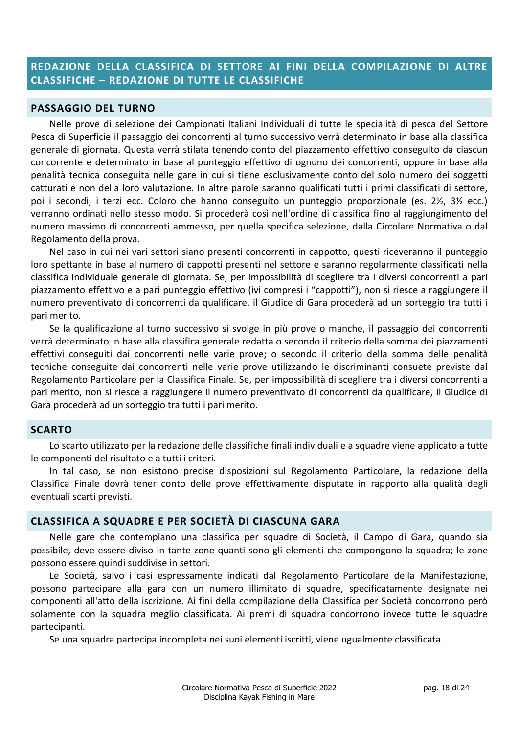## REDAZIONE DELLA CLASSIFICA DI SETTORE AI FINI DELLA COMPILAZIONE DI ALTRE CLASSIFICHE – REDAZIONE DI TUTTE LE CLASSIFICHE

### PASSAGGIO DEL TURNO

Nelle prove di selezione dei Campionati Italiani Individuali di tutte le specialità di pesca del Settore Pesca di Superficie il passaggio dei concorrenti al turno successivo verrà determinato in base alla classifica generale di giornata. Questa verrà stilata tenendo conto del piazzamento effettivo conseguito da ciascun concorrente e determinato in base al punteggio effettivo di ognuno dei concorrenti, oppure in base alla penalità tecnica conseguita nelle gare in cui si tiene esclusivamente conto del solo numero dei soggetti catturati e non della loro valutazione. In altre parole saranno qualificati tutti i primi classificati di settore, poi i secondi, i terzi ecc. Coloro che hanno conseguito un punteggio proporzionale (es. 2½, 3½ ecc.) verranno ordinati nello stesso modo. Si procederà così nell'ordine di classifica fino al raggiungimento del numero massimo di concorrenti ammesso, per quella specifica selezione, dalla Circolare Normativa o dal Regolamento della prova.

Nel caso in cui nei vari settori siano presenti concorrenti in cappotto, questi riceveranno il punteggio loro spettante in base al numero di cappotti presenti nel settore e saranno regolarmente classificati nella classifica individuale generale di giornata. Se, per impossibilità di scegliere tra i diversi concorrenti a pari piazzamento effettivo e a pari punteggio effettivo (ivi compresi i "cappotti"), non si riesce a raggiungere il numero preventivato di concorrenti da qualificare, il Giudice di Gara procederà ad un sorteggio tra tutti i pari merito.

Se la qualificazione al turno successivo si svolge in più prove o manche, il passaggio dei concorrenti verrà determinato in base alla classifica generale redatta o secondo il criterio della somma dei piazzamenti effettivi conseguiti dai concorrenti nelle varie prove; o secondo il criterio della somma delle penalità tecniche conseguite dai concorrenti nelle varie prove utilizzando le discriminanti consuete previste dal Regolamento Particolare per la Classifica Finale. Se, per impossibilità di scegliere tra i diversi concorrenti a pari merito, non si riesce a raggiungere il numero preventivato di concorrenti da qualificare, il Giudice di Gara procederà ad un sorteggio tra tutti i pari merito.

### SCARTO

Lo scarto utilizzato per la redazione delle classifiche finali individuali e a squadre viene applicato a tutte le componenti del risultato e a tutti i criteri.

In tal caso, se non esistono precise disposizioni sul Regolamento Particolare, la redazione della Classifica Finale dovrà tener conto delle prove effettivamente disputate in rapporto alla qualità degli eventuali scarti previsti.

### CLASSIFICA A SQUADRE E PER SOCIETÀ DI CIASCUNA GARA

Nelle gare che contemplano una classifica per squadre di Società, il Campo di Gara, quando sia possibile, deve essere diviso in tante zone quanti sono gli elementi che compongono la squadra; le zone possono essere quindi suddivise in settori.

Le Società, salvo i casi espressamente indicati dal Regolamento Particolare della Manifestazione, possono partecipare alla gara con un numero illimitato di squadre, specificatamente designate nei componenti all'atto della iscrizione. Ai fini della compilazione della Classifica per Società concorrono però solamente con la squadra meglio classificata. Ai premi di squadra concorrono invece tutte le squadre partecipanti.

Se una squadra partecipa incompleta nei suoi elementi iscritti, viene ugualmente classificata.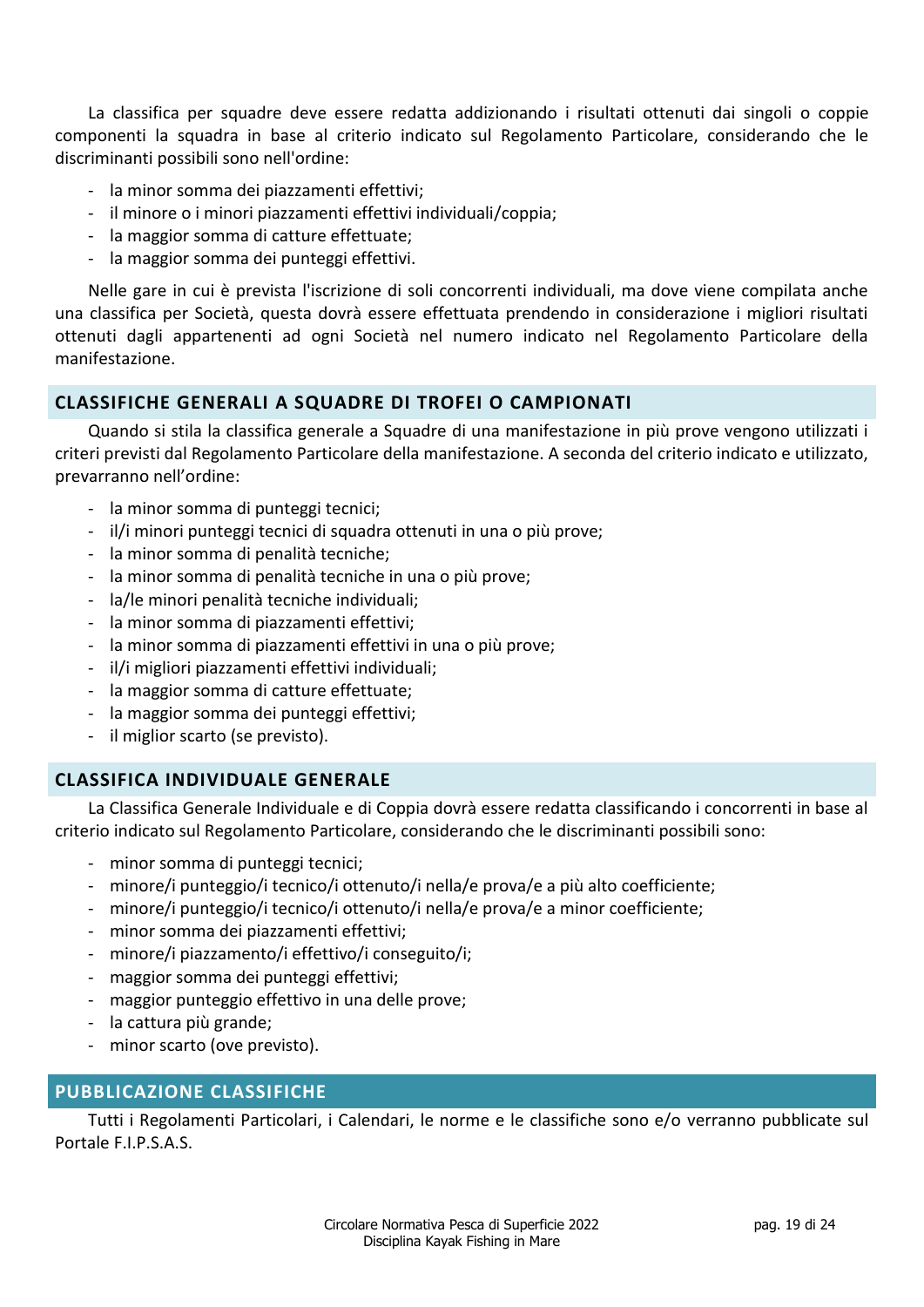La classifica per squadre deve essere redatta addizionando i risultati ottenuti dai singoli o coppie componenti la squadra in base al criterio indicato sul Regolamento Particolare, considerando che le discriminanti possibili sono nell'ordine:

- la minor somma dei piazzamenti effettivi;
- il minore o i minori piazzamenti effettivi individuali/coppia;
- la maggior somma di catture effettuate;
- la maggior somma dei punteggi effettivi.

Nelle gare in cui è prevista l'iscrizione di soli concorrenti individuali, ma dove viene compilata anche una classifica per Società, questa dovrà essere effettuata prendendo in considerazione i migliori risultati ottenuti dagli appartenenti ad ogni Società nel numero indicato nel Regolamento Particolare della manifestazione.

## CLASSIFICHE GENERALI A SQUADRE DI TROFEI O CAMPIONATI

Quando si stila la classifica generale a Squadre di una manifestazione in più prove vengono utilizzati i criteri previsti dal Regolamento Particolare della manifestazione. A seconda del criterio indicato e utilizzato, prevarranno nell'ordine:

- la minor somma di punteggi tecnici;
- il/i minori punteggi tecnici di squadra ottenuti in una o più prove;
- la minor somma di penalità tecniche;
- la minor somma di penalità tecniche in una o più prove;
- la/le minori penalità tecniche individuali;
- la minor somma di piazzamenti effettivi;
- la minor somma di piazzamenti effettivi in una o più prove;
- il/i migliori piazzamenti effettivi individuali;
- la maggior somma di catture effettuate;
- la maggior somma dei punteggi effettivi;
- il miglior scarto (se previsto).

## CLASSIFICA INDIVIDUALE GENERALE

La Classifica Generale Individuale e di Coppia dovrà essere redatta classificando i concorrenti in base al criterio indicato sul Regolamento Particolare, considerando che le discriminanti possibili sono:

- minor somma di punteggi tecnici;
- minore/i punteggio/i tecnico/i ottenuto/i nella/e prova/e a più alto coefficiente;
- minore/i punteggio/i tecnico/i ottenuto/i nella/e prova/e a minor coefficiente;
- minor somma dei piazzamenti effettivi;
- minore/i piazzamento/i effettivo/i conseguito/i;
- maggior somma dei punteggi effettivi;
- maggior punteggio effettivo in una delle prove;
- la cattura più grande;
- minor scarto (ove previsto).

## PUBBLICAZIONE CLASSIFICHE

Tutti i Regolamenti Particolari, i Calendari, le norme e le classifiche sono e/o verranno pubblicate sul Portale F.I.P.S.A.S.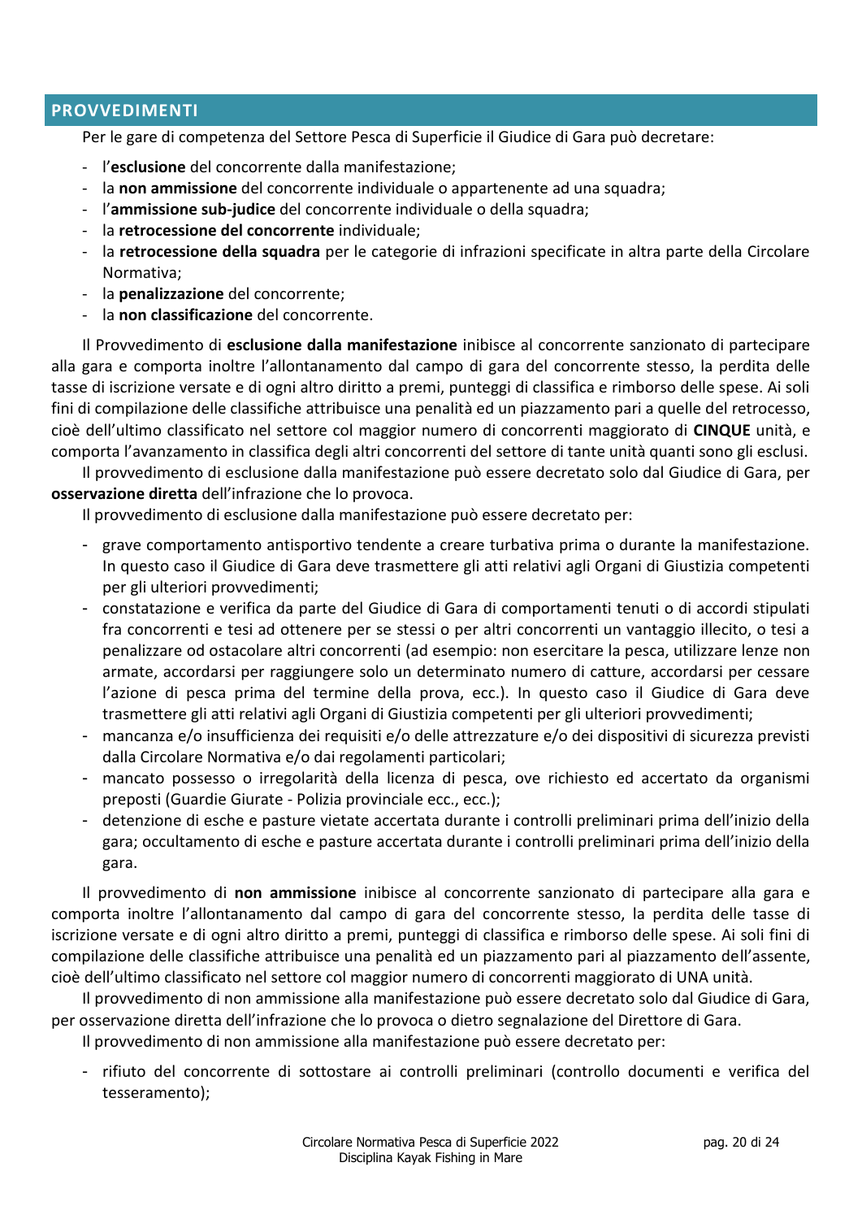## PROVVEDIMENTI

Per le gare di competenza del Settore Pesca di Superficie il Giudice di Gara può decretare:

- l'**esclusione** del concorrente dalla manifestazione;
- la **non ammissione** del concorrente individuale o appartenente ad una squadra;
- l'**ammissione sub-judice** del concorrente individuale o della squadra;
- la **retrocessione del concorrente** individuale;
- la **retrocessione della squadra** per le categorie di infrazioni specificate in altra parte della Circolare Normativa;
- la **penalizzazione** del concorrente;
- la **non classificazione** del concorrente.

Il Provvedimento di **esclusione dalla manifestazione** inibisce al concorrente sanzionato di partecipare alla gara e comporta inoltre l'allontanamento dal campo di gara del concorrente stesso, la perdita delle tasse di iscrizione versate e di ogni altro diritto a premi, punteggi di classifica e rimborso delle spese. Ai soli fini di compilazione delle classifiche attribuisce una penalità ed un piazzamento pari a quelle del retrocesso, cioè dell'ultimo classificato nel settore col maggior numero di concorrenti maggiorato di **CINQUE** unità, e comporta l'avanzamento in classifica degli altri concorrenti del settore di tante unità quanti sono gli esclusi.

Il provvedimento di esclusione dalla manifestazione può essere decretato solo dal Giudice di Gara, per **osservazione diretta** dell'infrazione che lo provoca.

Il provvedimento di esclusione dalla manifestazione può essere decretato per:

- grave comportamento antisportivo tendente a creare turbativa prima o durante la manifestazione. In questo caso il Giudice di Gara deve trasmettere gli atti relativi agli Organi di Giustizia competenti per gli ulteriori provvedimenti;
- constatazione e verifica da parte del Giudice di Gara di comportamenti tenuti o di accordi stipulati fra concorrenti e tesi ad ottenere per se stessi o per altri concorrenti un vantaggio illecito, o tesi a penalizzare od ostacolare altri concorrenti (ad esempio: non esercitare la pesca, utilizzare lenze non armate, accordarsi per raggiungere solo un determinato numero di catture, accordarsi per cessare l'azione di pesca prima del termine della prova, ecc.). In questo caso il Giudice di Gara deve trasmettere gli atti relativi agli Organi di Giustizia competenti per gli ulteriori provvedimenti;
- mancanza e/o insufficienza dei requisiti e/o delle attrezzature e/o dei dispositivi di sicurezza previsti dalla Circolare Normativa e/o dai regolamenti particolari;
- mancato possesso o irregolarità della licenza di pesca, ove richiesto ed accertato da organismi preposti (Guardie Giurate - Polizia provinciale ecc., ecc.);
- detenzione di esche e pasture vietate accertata durante i controlli preliminari prima dell'inizio della gara; occultamento di esche e pasture accertata durante i controlli preliminari prima dell'inizio della gara.

Il provvedimento di **non ammissione** inibisce al concorrente sanzionato di partecipare alla gara e comporta inoltre l'allontanamento dal campo di gara del concorrente stesso, la perdita delle tasse di iscrizione versate e di ogni altro diritto a premi, punteggi di classifica e rimborso delle spese. Ai soli fini di compilazione delle classifiche attribuisce una penalità ed un piazzamento pari al piazzamento dell'assente, cioè dell'ultimo classificato nel settore col maggior numero di concorrenti maggiorato di UNA unità.

Il provvedimento di non ammissione alla manifestazione può essere decretato solo dal Giudice di Gara, per osservazione diretta dell'infrazione che lo provoca o dietro segnalazione del Direttore di Gara.

Il provvedimento di non ammissione alla manifestazione può essere decretato per:

- rifiuto del concorrente di sottostare ai controlli preliminari (controllo documenti e verifica del tesseramento);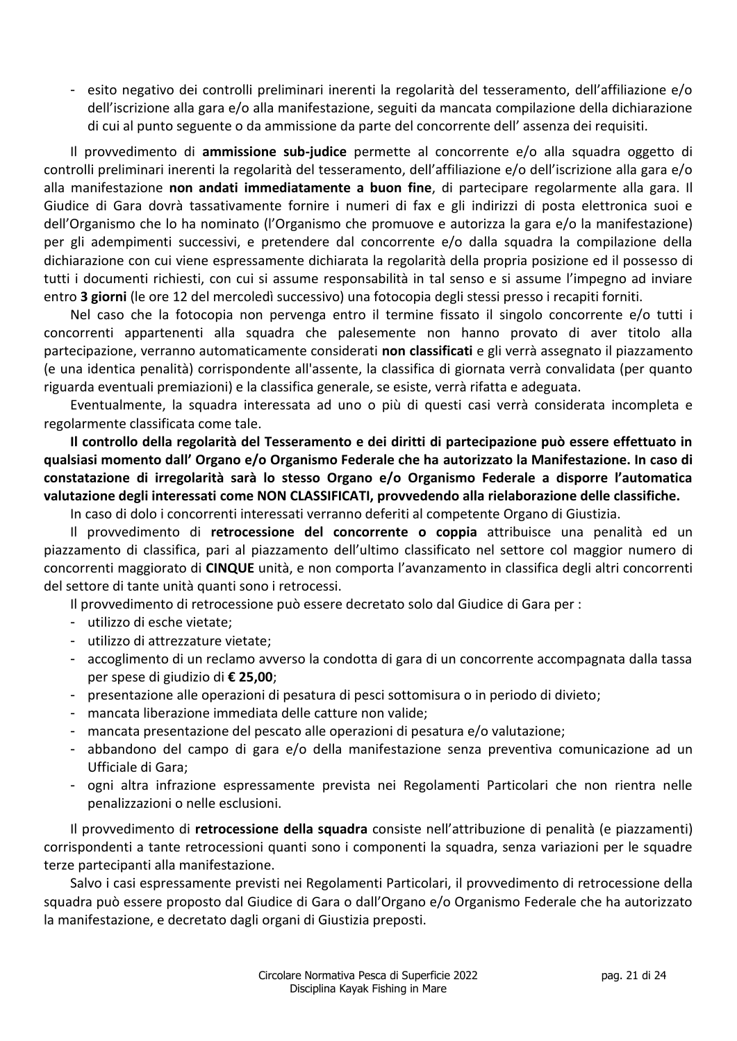- esito negativo dei controlli preliminari inerenti la regolarità del tesseramento, dell'affiliazione e/o dell'iscrizione alla gara e/o alla manifestazione, seguiti da mancata compilazione della dichiarazione di cui al punto seguente o da ammissione da parte del concorrente dell' assenza dei requisiti.

Il provvedimento di **ammissione sub-judice** permette al concorrente e/o alla squadra oggetto di controlli preliminari inerenti la regolarità del tesseramento, dell'affiliazione e/o dell'iscrizione alla gara e/o alla manifestazione **non andati immediatamente a buon fine**, di partecipare regolarmente alla gara. Il Giudice di Gara dovrà tassativamente fornire i numeri di fax e gli indirizzi di posta elettronica suoi e dell'Organismo che lo ha nominato (l'Organismo che promuove e autorizza la gara e/o la manifestazione) per gli adempimenti successivi, e pretendere dal concorrente e/o dalla squadra la compilazione della dichiarazione con cui viene espressamente dichiarata la regolarità della propria posizione ed il possesso di tutti i documenti richiesti, con cui si assume responsabilità in tal senso e si assume l'impegno ad inviare entro **3 giorni** (le ore 12 del mercoledì successivo) una fotocopia degli stessi presso i recapiti forniti.

Nel caso che la fotocopia non pervenga entro il termine fissato il singolo concorrente e/o tutti i concorrenti appartenenti alla squadra che palesemente non hanno provato di aver titolo alla partecipazione, verranno automaticamente considerati **non classificati** e gli verrà assegnato il piazzamento (e una identica penalità) corrispondente all'assente, la classifica di giornata verrà convalidata (per quanto riguarda eventuali premiazioni) e la classifica generale, se esiste, verrà rifatta e adeguata.

Eventualmente, la squadra interessata ad uno o più di questi casi verrà considerata incompleta e regolarmente classificata come tale.

**Il controllo della regolarità del Tesseramento e dei diritti di partecipazione può essere effettuato in qualsiasi momento dall' Organo e/o Organismo Federale che ha autorizzato la Manifestazione. In caso di constatazione di irregolarità sarà lo stesso Organo e/o Organismo Federale a disporre l'automatica valutazione degli interessati come NON CLASSIFICATI, provvedendo alla rielaborazione delle classifiche.**

In caso di dolo i concorrenti interessati verranno deferiti al competente Organo di Giustizia.

Il provvedimento di **retrocessione del concorrente o coppia** attribuisce una penalità ed un piazzamento di classifica, pari al piazzamento dell'ultimo classificato nel settore col maggior numero di concorrenti maggiorato di **CINQUE** unità, e non comporta l'avanzamento in classifica degli altri concorrenti del settore di tante unità quanti sono i retrocessi.

Il provvedimento di retrocessione può essere decretato solo dal Giudice di Gara per :

- utilizzo di esche vietate;
- utilizzo di attrezzature vietate;
- accoglimento di un reclamo avverso la condotta di gara di un concorrente accompagnata dalla tassa per spese di giudizio di **€ 25,00**;
- presentazione alle operazioni di pesatura di pesci sottomisura o in periodo di divieto;
- mancata liberazione immediata delle catture non valide;
- mancata presentazione del pescato alle operazioni di pesatura e/o valutazione;
- abbandono del campo di gara e/o della manifestazione senza preventiva comunicazione ad un Ufficiale di Gara;
- ogni altra infrazione espressamente prevista nei Regolamenti Particolari che non rientra nelle penalizzazioni o nelle esclusioni.

Il provvedimento di **retrocessione della squadra** consiste nell'attribuzione di penalità (e piazzamenti) corrispondenti a tante retrocessioni quanti sono i componenti la squadra, senza variazioni per le squadre terze partecipanti alla manifestazione.

Salvo i casi espressamente previsti nei Regolamenti Particolari, il provvedimento di retrocessione della squadra può essere proposto dal Giudice di Gara o dall'Organo e/o Organismo Federale che ha autorizzato la manifestazione, e decretato dagli organi di Giustizia preposti.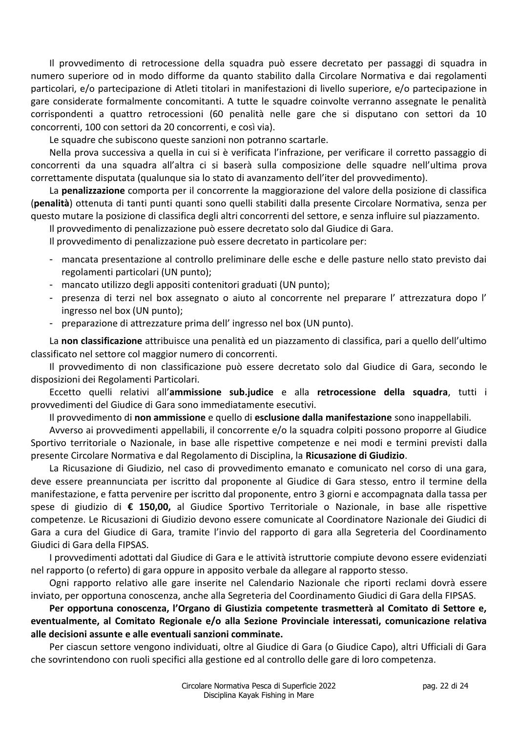Il provvedimento di retrocessione della squadra può essere decretato per passaggi di squadra in numero superiore od in modo difforme da quanto stabilito dalla Circolare Normativa e dai regolamenti particolari, e/o partecipazione di Atleti titolari in manifestazioni di livello superiore, e/o partecipazione in gare considerate formalmente concomitanti. A tutte le squadre coinvolte verranno assegnate le penalità corrispondenti a quattro retrocessioni (60 penalità nelle gare che si disputano con settori da 10 concorrenti, 100 con settori da 20 concorrenti, e così via).

Le squadre che subiscono queste sanzioni non potranno scartarle.

Nella prova successiva a quella in cui si è verificata l'infrazione, per verificare il corretto passaggio di concorrenti da una squadra all'altra ci si baserà sulla composizione delle squadre nell'ultima prova correttamente disputata (qualunque sia lo stato di avanzamento dell'iter del provvedimento).

La **penalizzazione** comporta per il concorrente la maggiorazione del valore della posizione di classifica (**penalità**) ottenuta di tanti punti quanti sono quelli stabiliti dalla presente Circolare Normativa, senza per questo mutare la posizione di classifica degli altri concorrenti del settore, e senza influire sul piazzamento.

Il provvedimento di penalizzazione può essere decretato solo dal Giudice di Gara.

Il provvedimento di penalizzazione può essere decretato in particolare per:

- mancata presentazione al controllo preliminare delle esche e delle pasture nello stato previsto dai regolamenti particolari (UN punto);
- mancato utilizzo degli appositi contenitori graduati (UN punto);
- presenza di terzi nel box assegnato o aiuto al concorrente nel preparare l' attrezzatura dopo l' ingresso nel box (UN punto);
- preparazione di attrezzature prima dell' ingresso nel box (UN punto).

La **non classificazione** attribuisce una penalità ed un piazzamento di classifica, pari a quello dell'ultimo classificato nel settore col maggior numero di concorrenti.

Il provvedimento di non classificazione può essere decretato solo dal Giudice di Gara, secondo le disposizioni dei Regolamenti Particolari.

Eccetto quelli relativi all'**ammissione sub.judice** e alla **retrocessione della squadra**, tutti i provvedimenti del Giudice di Gara sono immediatamente esecutivi.

Il provvedimento di **non ammissione** e quello di **esclusione dalla manifestazione** sono inappellabili.

Avverso ai provvedimenti appellabili, il concorrente e/o la squadra colpiti possono proporre al Giudice Sportivo territoriale o Nazionale, in base alle rispettive competenze e nei modi e termini previsti dalla presente Circolare Normativa e dal Regolamento di Disciplina, la **Ricusazione di Giudizio**.

La Ricusazione di Giudizio, nel caso di provvedimento emanato e comunicato nel corso di una gara, deve essere preannunciata per iscritto dal proponente al Giudice di Gara stesso, entro il termine della manifestazione, e fatta pervenire per iscritto dal proponente, entro 3 giorni e accompagnata dalla tassa per spese di giudizio di **€ 150,00,** al Giudice Sportivo Territoriale o Nazionale, in base alle rispettive competenze. Le Ricusazioni di Giudizio devono essere comunicate al Coordinatore Nazionale dei Giudici di Gara a cura del Giudice di Gara, tramite l'invio del rapporto di gara alla Segreteria del Coordinamento Giudici di Gara della FIPSAS.

I provvedimenti adottati dal Giudice di Gara e le attività istruttorie compiute devono essere evidenziati nel rapporto (o referto) di gara oppure in apposito verbale da allegare al rapporto stesso.

Ogni rapporto relativo alle gare inserite nel Calendario Nazionale che riporti reclami dovrà essere inviato, per opportuna conoscenza, anche alla Segreteria del Coordinamento Giudici di Gara della FIPSAS.

**Per opportuna conoscenza, l'Organo di Giustizia competente trasmetterà al Comitato di Settore e, eventualmente, al Comitato Regionale e/o alla Sezione Provinciale interessati, comunicazione relativa alle decisioni assunte e alle eventuali sanzioni comminate.**

Per ciascun settore vengono individuati, oltre al Giudice di Gara (o Giudice Capo), altri Ufficiali di Gara che sovrintendono con ruoli specifici alla gestione ed al controllo delle gare di loro competenza.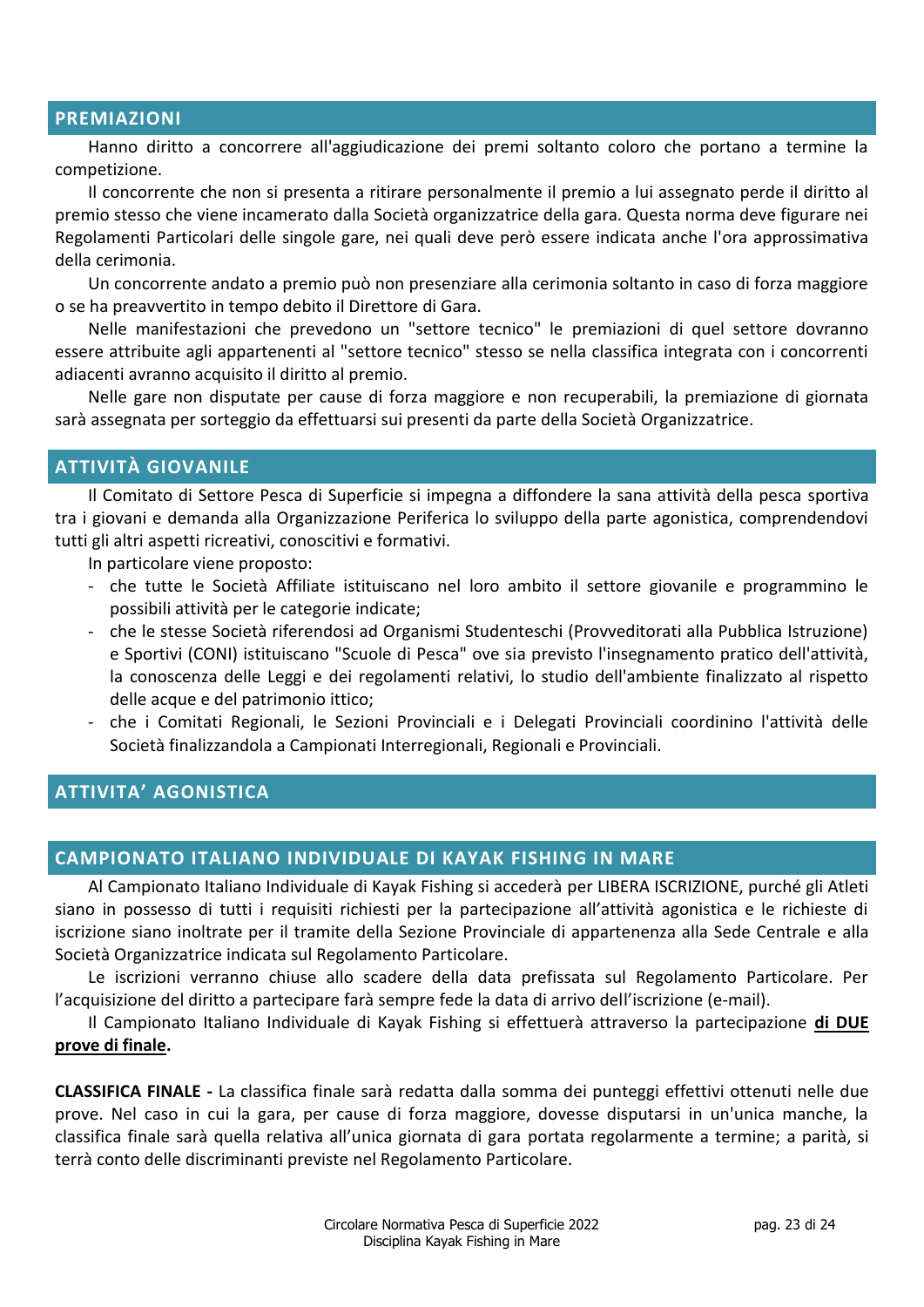## PREMIAZIONI

Hanno diritto a concorrere all'aggiudicazione dei premi soltanto coloro che portano a termine la competizione.

Il concorrente che non si presenta a ritirare personalmente il premio a lui assegnato perde il diritto al premio stesso che viene incamerato dalla Società organizzatrice della gara. Questa norma deve figurare nei Regolamenti Particolari delle singole gare, nei quali deve però essere indicata anche l'ora approssimativa della cerimonia.

Un concorrente andato a premio può non presenziare alla cerimonia soltanto in caso di forza maggiore o se ha preavvertito in tempo debito il Direttore di Gara.

Nelle manifestazioni che prevedono un "settore tecnico" le premiazioni di quel settore dovranno essere attribuite agli appartenenti al "settore tecnico" stesso se nella classifica integrata con i concorrenti adiacenti avranno acquisito il diritto al premio.

Nelle gare non disputate per cause di forza maggiore e non recuperabili, la premiazione di giornata sarà assegnata per sorteggio da effettuarsi sui presenti da parte della Società Organizzatrice.

## ATTIVITÀ GIOVANILE

Il Comitato di Settore Pesca di Superficie si impegna a diffondere la sana attività della pesca sportiva tra i giovani e demanda alla Organizzazione Periferica lo sviluppo della parte agonistica, comprendendovi tutti gli altri aspetti ricreativi, conoscitivi e formativi.

In particolare viene proposto:

- che tutte le Società Affiliate istituiscano nel loro ambito il settore giovanile e programmino le possibili attività per le categorie indicate;
- che le stesse Società riferendosi ad Organismi Studenteschi (Provveditorati alla Pubblica Istruzione) e Sportivi (CONI) istituiscano "Scuole di Pesca" ove sia previsto l'insegnamento pratico dell'attività, la conoscenza delle Leggi e dei regolamenti relativi, lo studio dell'ambiente finalizzato al rispetto delle acque e del patrimonio ittico;
- che i Comitati Regionali, le Sezioni Provinciali e i Delegati Provinciali coordinino l'attività delle Società finalizzandola a Campionati Interregionali, Regionali e Provinciali.

## ATTIVITA' AGONISTICA

## CAMPIONATO ITALIANO INDIVIDUALE DI KAYAK FISHING IN MARE

Al Campionato Italiano Individuale di Kayak Fishing si accederà per LIBERA ISCRIZIONE, purché gli Atleti siano in possesso di tutti i requisiti richiesti per la partecipazione all'attività agonistica e le richieste di iscrizione siano inoltrate per il tramite della Sezione Provinciale di appartenenza alla Sede Centrale e alla Società Organizzatrice indicata sul Regolamento Particolare.

Le iscrizioni verranno chiuse allo scadere della data prefissata sul Regolamento Particolare. Per l'acquisizione del diritto a partecipare farà sempre fede la data di arrivo dell'iscrizione (e-mail).

Il Campionato Italiano Individuale di Kayak Fishing si effettuerà attraverso la partecipazione **di DUE prove di finale.**

**CLASSIFICA FINALE -** La classifica finale sarà redatta dalla somma dei punteggi effettivi ottenuti nelle due prove. Nel caso in cui la gara, per cause di forza maggiore, dovesse disputarsi in un'unica manche, la classifica finale sarà quella relativa all'unica giornata di gara portata regolarmente a termine; a parità, si terrà conto delle discriminanti previste nel Regolamento Particolare.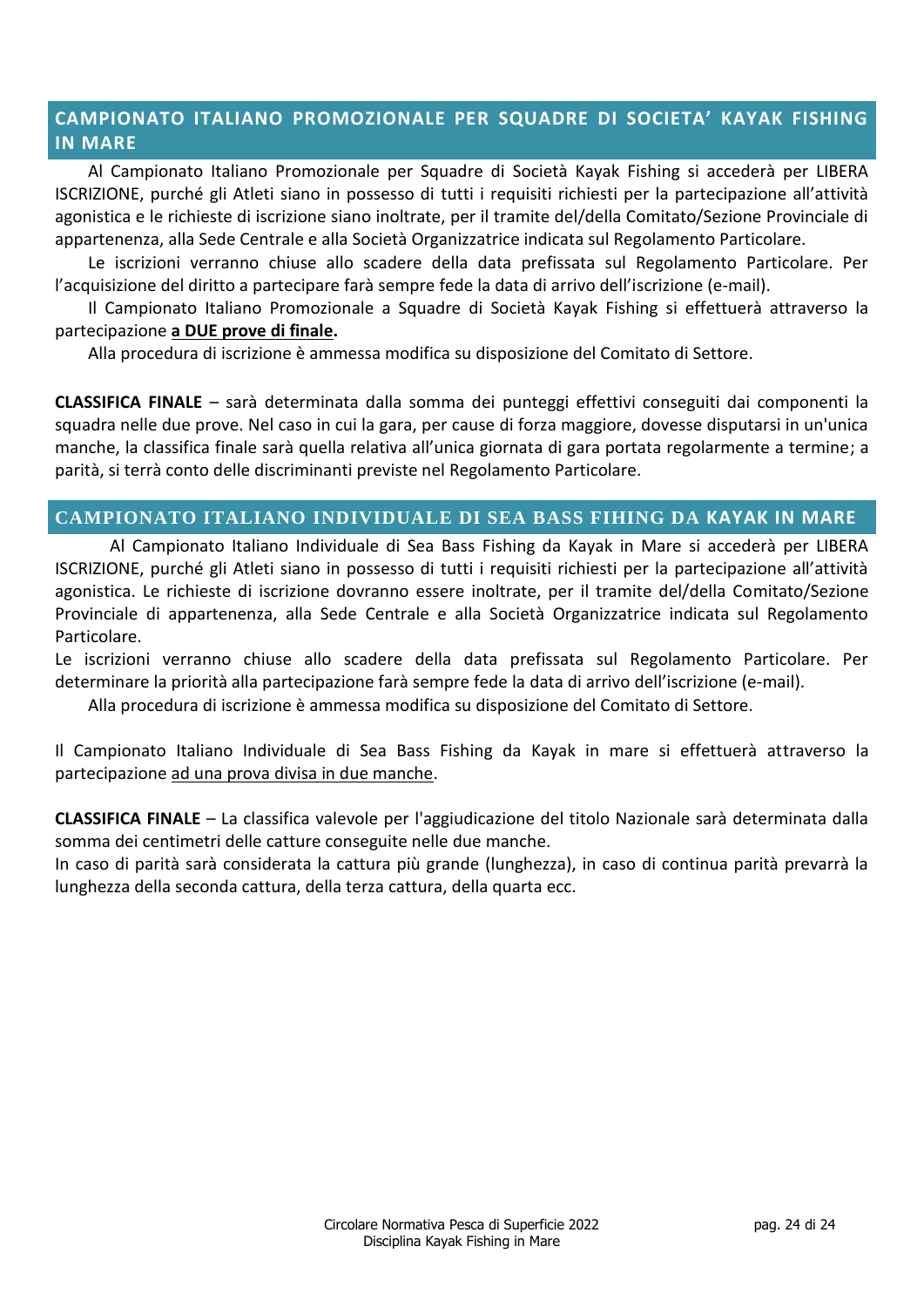## CAMPIONATO ITALIANO PROMOZIONALE PER SQUADRE DI SOCIETA' KAYAK FISHING IN MARE

Al Campionato Italiano Promozionale per Squadre di Società Kayak Fishing si accederà per LIBERA ISCRIZIONE, purché gli Atleti siano in possesso di tutti i requisiti richiesti per la partecipazione all'attività agonistica e le richieste di iscrizione siano inoltrate, per il tramite del/della Comitato/Sezione Provinciale di appartenenza, alla Sede Centrale e alla Società Organizzatrice indicata sul Regolamento Particolare.

Le iscrizioni verranno chiuse allo scadere della data prefissata sul Regolamento Particolare. Per l'acquisizione del diritto a partecipare farà sempre fede la data di arrivo dell'iscrizione (e-mail).

Il Campionato Italiano Promozionale a Squadre di Società Kayak Fishing si effettuerà attraverso la partecipazione <u>**a DUE prove di finale**</u>**.**

Alla procedura di iscrizione è ammessa modifica su disposizione del Comitato di Settore.

**CLASSIFICA FINALE** – sarà determinata dalla somma dei punteggi effettivi conseguiti dai componenti la squadra nelle due prove. Nel caso in cui la gara, per cause di forza maggiore, dovesse disputarsi in un'unica manche, la classifica finale sarà quella relativa all'unica giornata di gara portata regolarmente a termine; a parità, si terrà conto delle discriminanti previste nel Regolamento Particolare.

## CAMPIONATO ITALIANO INDIVIDUALE DI SEA BASS FIHING DA KAYAK IN MARE

Al Campionato Italiano Individuale di Sea Bass Fishing da Kayak in Mare si accederà per LIBERA ISCRIZIONE, purché gli Atleti siano in possesso di tutti i requisiti richiesti per la partecipazione all'attività agonistica. Le richieste di iscrizione dovranno essere inoltrate, per il tramite del/della Comitato/Sezione Provinciale di appartenenza, alla Sede Centrale e alla Società Organizzatrice indicata sul Regolamento Particolare.

Le iscrizioni verranno chiuse allo scadere della data prefissata sul Regolamento Particolare. Per determinare la priorità alla partecipazione farà sempre fede la data di arrivo dell'iscrizione (e-mail).

Alla procedura di iscrizione è ammessa modifica su disposizione del Comitato di Settore.

Il Campionato Italiano Individuale di Sea Bass Fishing da Kayak in mare si effettuerà attraverso la partecipazione <u>ad una prova divisa in due manche</u>.

**CLASSIFICA FINALE** – La classifica valevole per l'aggiudicazione del titolo Nazionale sarà determinata dalla somma dei centimetri delle catture conseguite nelle due manche.

In caso di parità sarà considerata la cattura più grande (lunghezza), in caso di continua parità prevarrà la lunghezza della seconda cattura, della terza cattura, della quarta ecc.